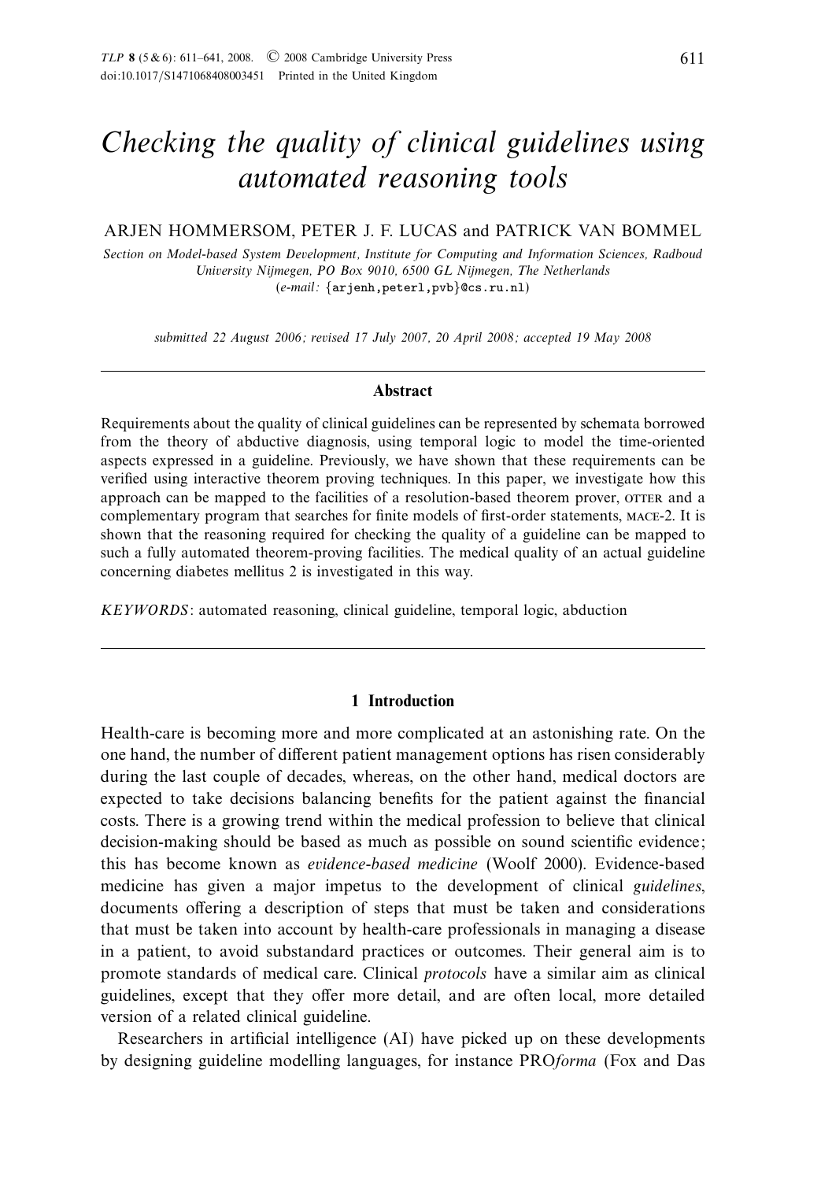# Checking the quality of clinical guidelines using automated reasoning tools

ARJEN HOMMERSOM, PETER J. F. LUCAS and PATRICK VAN BOMMEL

*Section on Model-based System Development, Institute for Computing and Information Sciences, Radboud University Nijmegen, PO Box 9010, 6500 GL Nijmegen, The Netherlands*
(*e-mail:* {arjenh,peterl,pvb}@cs.ru.nl)

*submitted 22 August 2006; revised 17 July 2007, 20 April 2008; accepted 19 May 2008*

## Abstract

Requirements about the quality of clinical guidelines can be represented by schemata borrowed from the theory of abductive diagnosis, using temporal logic to model the time-oriented aspects expressed in a guideline. Previously, we have shown that these requirements can be verified using interactive theorem proving techniques. In this paper, we investigate how this approach can be mapped to the facilities of a resolution-based theorem prover, OTTER and a complementary program that searches for finite models of first-order statements, MACE-2. It is shown that the reasoning required for checking the quality of a guideline can be mapped to such a fully automated theorem-proving facilities. The medical quality of an actual guideline concerning diabetes mellitus 2 is investigated in this way.

*KEYWORDS*: automated reasoning, clinical guideline, temporal logic, abduction

## 1 Introduction

Health-care is becoming more and more complicated at an astonishing rate. On the one hand, the number of different patient management options has risen considerably during the last couple of decades, whereas, on the other hand, medical doctors are expected to take decisions balancing benefits for the patient against the financial costs. There is a growing trend within the medical profession to believe that clinical decision-making should be based as much as possible on sound scientific evidence; this has become known as *evidence-based medicine* (Woolf 2000). Evidence-based medicine has given a major impetus to the development of clinical *guidelines*, documents offering a description of steps that must be taken and considerations that must be taken into account by health-care professionals in managing a disease in a patient, to avoid substandard practices or outcomes. Their general aim is to promote standards of medical care. Clinical *protocols* have a similar aim as clinical guidelines, except that they offer more detail, and are often local, more detailed version of a related clinical guideline.

Researchers in artificial intelligence (AI) have picked up on these developments by designing guideline modelling languages, for instance PRO*forma* (Fox and Das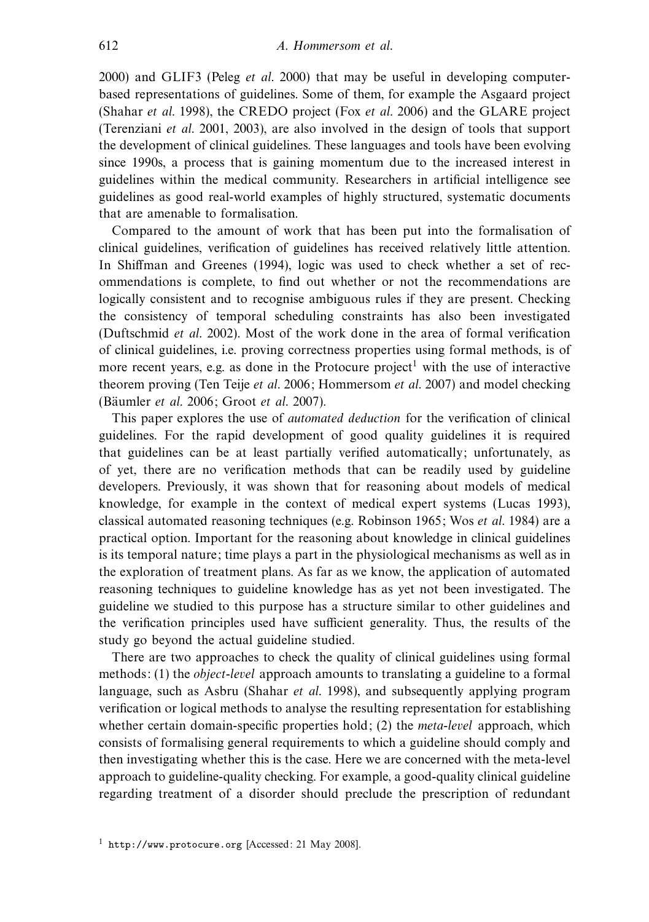2000) and GLIF3 (Peleg *et al.* 2000) that may be useful in developing computer-based representations of guidelines. Some of them, for example the Asgaard project (Shahar *et al.* 1998), the CREDO project (Fox *et al.* 2006) and the GLARE project (Terenziani *et al.* 2001, 2003), are also involved in the design of tools that support the development of clinical guidelines. These languages and tools have been evolving since 1990s, a process that is gaining momentum due to the increased interest in guidelines within the medical community. Researchers in artificial intelligence see guidelines as good real-world examples of highly structured, systematic documents that are amenable to formalisation.

Compared to the amount of work that has been put into the formalisation of clinical guidelines, verification of guidelines has received relatively little attention. In Shiffman and Greenes (1994), logic was used to check whether a set of recommendations is complete, to find out whether or not the recommendations are logically consistent and to recognise ambiguous rules if they are present. Checking the consistency of temporal scheduling constraints has also been investigated (Duftschmid *et al.* 2002). Most of the work done in the area of formal verification of clinical guidelines, i.e. proving correctness properties using formal methods, is of more recent years, e.g. as done in the Protocure project[1] with the use of interactive theorem proving (Ten Teije *et al.* 2006; Hommersom *et al.* 2007) and model checking (Bäumler *et al.* 2006; Groot *et al.* 2007).

This paper explores the use of *automated deduction* for the verification of clinical guidelines. For the rapid development of good quality guidelines it is required that guidelines can be at least partially verified automatically; unfortunately, as of yet, there are no verification methods that can be readily used by guideline developers. Previously, it was shown that for reasoning about models of medical knowledge, for example in the context of medical expert systems (Lucas 1993), classical automated reasoning techniques (e.g. Robinson 1965; Wos *et al.* 1984) are a practical option. Important for the reasoning about knowledge in clinical guidelines is its temporal nature; time plays a part in the physiological mechanisms as well as in the exploration of treatment plans. As far as we know, the application of automated reasoning techniques to guideline knowledge has as yet not been investigated. The guideline we studied to this purpose has a structure similar to other guidelines and the verification principles used have sufficient generality. Thus, the results of the study go beyond the actual guideline studied.

There are two approaches to check the quality of clinical guidelines using formal methods: (1) the *object-level* approach amounts to translating a guideline to a formal language, such as Asbru (Shahar *et al.* 1998), and subsequently applying program verification or logical methods to analyse the resulting representation for establishing whether certain domain-specific properties hold; (2) the *meta-level* approach, which consists of formalising general requirements to which a guideline should comply and then investigating whether this is the case. Here we are concerned with the meta-level approach to guideline-quality checking. For example, a good-quality clinical guideline regarding treatment of a disorder should preclude the prescription of redundant

[1] `http://www.protocure.org` [Accessed: 21 May 2008].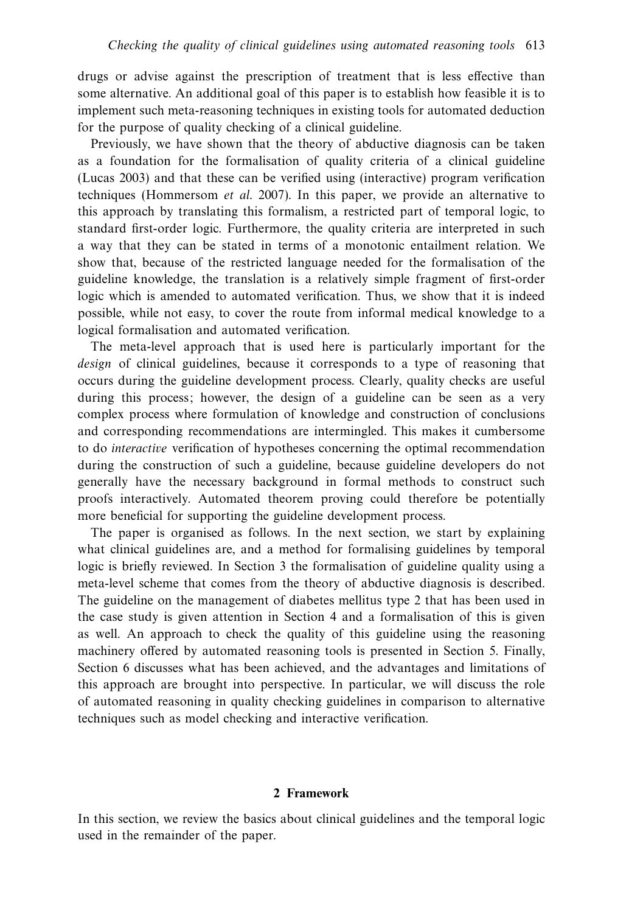drugs or advise against the prescription of treatment that is less effective than some alternative. An additional goal of this paper is to establish how feasible it is to implement such meta-reasoning techniques in existing tools for automated deduction for the purpose of quality checking of a clinical guideline.

Previously, we have shown that the theory of abductive diagnosis can be taken as a foundation for the formalisation of quality criteria of a clinical guideline (Lucas 2003) and that these can be verified using (interactive) program verification techniques (Hommersom *et al.* 2007). In this paper, we provide an alternative to this approach by translating this formalism, a restricted part of temporal logic, to standard first-order logic. Furthermore, the quality criteria are interpreted in such a way that they can be stated in terms of a monotonic entailment relation. We show that, because of the restricted language needed for the formalisation of the guideline knowledge, the translation is a relatively simple fragment of first-order logic which is amended to automated verification. Thus, we show that it is indeed possible, while not easy, to cover the route from informal medical knowledge to a logical formalisation and automated verification.

The meta-level approach that is used here is particularly important for the *design* of clinical guidelines, because it corresponds to a type of reasoning that occurs during the guideline development process. Clearly, quality checks are useful during this process; however, the design of a guideline can be seen as a very complex process where formulation of knowledge and construction of conclusions and corresponding recommendations are intermingled. This makes it cumbersome to do *interactive* verification of hypotheses concerning the optimal recommendation during the construction of such a guideline, because guideline developers do not generally have the necessary background in formal methods to construct such proofs interactively. Automated theorem proving could therefore be potentially more beneficial for supporting the guideline development process.

The paper is organised as follows. In the next section, we start by explaining what clinical guidelines are, and a method for formalising guidelines by temporal logic is briefly reviewed. In Section 3 the formalisation of guideline quality using a meta-level scheme that comes from the theory of abductive diagnosis is described. The guideline on the management of diabetes mellitus type 2 that has been used in the case study is given attention in Section 4 and a formalisation of this is given as well. An approach to check the quality of this guideline using the reasoning machinery offered by automated reasoning tools is presented in Section 5. Finally, Section 6 discusses what has been achieved, and the advantages and limitations of this approach are brought into perspective. In particular, we will discuss the role of automated reasoning in quality checking guidelines in comparison to alternative techniques such as model checking and interactive verification.

## 2 Framework

In this section, we review the basics about clinical guidelines and the temporal logic used in the remainder of the paper.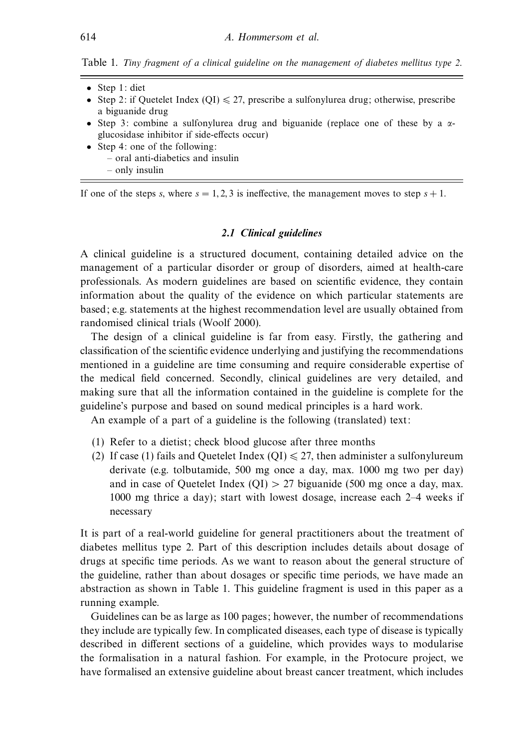Table 1. *Tiny fragment of a clinical guideline on the management of diabetes mellitus type 2.*

- Step 1: diet
- Step 2: if Quetelet Index (QI) $\leqslant 27$, prescribe a sulfonylurea drug; otherwise, prescribe a biguanide drug
- Step 3: combine a sulfonylurea drug and biguanide (replace one of these by a $\alpha$-glucosidase inhibitor if side-effects occur)
- Step 4: one of the following:
  - oral anti-diabetics and insulin
  - only insulin

If one of the steps $s$, where $s = 1, 2, 3$ is ineffective, the management moves to step $s + 1$.

### 2.1 Clinical guidelines

A clinical guideline is a structured document, containing detailed advice on the management of a particular disorder or group of disorders, aimed at health-care professionals. As modern guidelines are based on scientific evidence, they contain information about the quality of the evidence on which particular statements are based; e.g. statements at the highest recommendation level are usually obtained from randomised clinical trials (Woolf 2000).

The design of a clinical guideline is far from easy. Firstly, the gathering and classification of the scientific evidence underlying and justifying the recommendations mentioned in a guideline are time consuming and require considerable expertise of the medical field concerned. Secondly, clinical guidelines are very detailed, and making sure that all the information contained in the guideline is complete for the guideline's purpose and based on sound medical principles is a hard work.

An example of a part of a guideline is the following (translated) text:

(1) Refer to a dietist; check blood glucose after three months

(2) If case (1) fails and Quetelet Index (QI) $\leqslant 27$, then administer a sulfonylureum derivate (e.g. tolbutamide, 500 mg once a day, max. 1000 mg two per day) and in case of Quetelet Index (QI) $> 27$ biguanide (500 mg once a day, max. 1000 mg thrice a day); start with lowest dosage, increase each 2–4 weeks if necessary

It is part of a real-world guideline for general practitioners about the treatment of diabetes mellitus type 2. Part of this description includes details about dosage of drugs at specific time periods. As we want to reason about the general structure of the guideline, rather than about dosages or specific time periods, we have made an abstraction as shown in Table 1. This guideline fragment is used in this paper as a running example.

Guidelines can be as large as 100 pages; however, the number of recommendations they include are typically few. In complicated diseases, each type of disease is typically described in different sections of a guideline, which provides ways to modularise the formalisation in a natural fashion. For example, in the Protocure project, we have formalised an extensive guideline about breast cancer treatment, which includes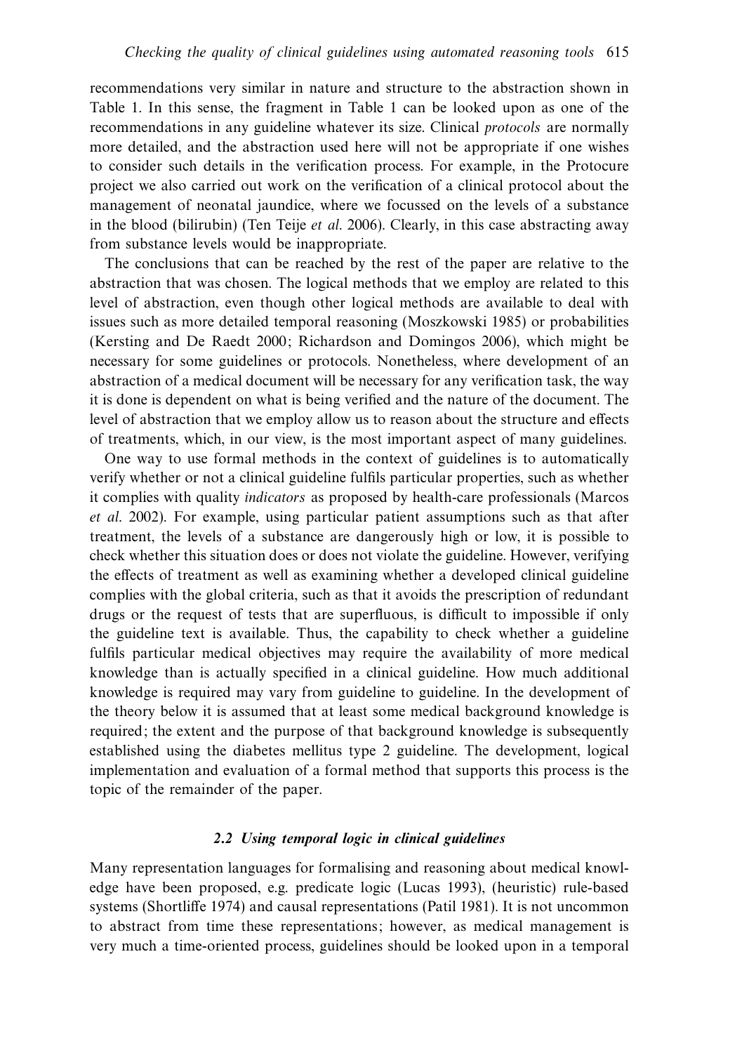recommendations very similar in nature and structure to the abstraction shown in Table 1. In this sense, the fragment in Table 1 can be looked upon as one of the recommendations in any guideline whatever its size. Clinical *protocols* are normally more detailed, and the abstraction used here will not be appropriate if one wishes to consider such details in the verification process. For example, in the Protocure project we also carried out work on the verification of a clinical protocol about the management of neonatal jaundice, where we focussed on the levels of a substance in the blood (bilirubin) (Ten Teije *et al.* 2006). Clearly, in this case abstracting away from substance levels would be inappropriate.

The conclusions that can be reached by the rest of the paper are relative to the abstraction that was chosen. The logical methods that we employ are related to this level of abstraction, even though other logical methods are available to deal with issues such as more detailed temporal reasoning (Moszkowski 1985) or probabilities (Kersting and De Raedt 2000; Richardson and Domingos 2006), which might be necessary for some guidelines or protocols. Nonetheless, where development of an abstraction of a medical document will be necessary for any verification task, the way it is done is dependent on what is being verified and the nature of the document. The level of abstraction that we employ allow us to reason about the structure and effects of treatments, which, in our view, is the most important aspect of many guidelines.

One way to use formal methods in the context of guidelines is to automatically verify whether or not a clinical guideline fulfils particular properties, such as whether it complies with quality *indicators* as proposed by health-care professionals (Marcos *et al.* 2002). For example, using particular patient assumptions such as that after treatment, the levels of a substance are dangerously high or low, it is possible to check whether this situation does or does not violate the guideline. However, verifying the effects of treatment as well as examining whether a developed clinical guideline complies with the global criteria, such as that it avoids the prescription of redundant drugs or the request of tests that are superfluous, is difficult to impossible if only the guideline text is available. Thus, the capability to check whether a guideline fulfils particular medical objectives may require the availability of more medical knowledge than is actually specified in a clinical guideline. How much additional knowledge is required may vary from guideline to guideline. In the development of the theory below it is assumed that at least some medical background knowledge is required; the extent and the purpose of that background knowledge is subsequently established using the diabetes mellitus type 2 guideline. The development, logical implementation and evaluation of a formal method that supports this process is the topic of the remainder of the paper.

### 2.2 Using temporal logic in clinical guidelines

Many representation languages for formalising and reasoning about medical knowledge have been proposed, e.g. predicate logic (Lucas 1993), (heuristic) rule-based systems (Shortliffe 1974) and causal representations (Patil 1981). It is not uncommon to abstract from time these representations; however, as medical management is very much a time-oriented process, guidelines should be looked upon in a temporal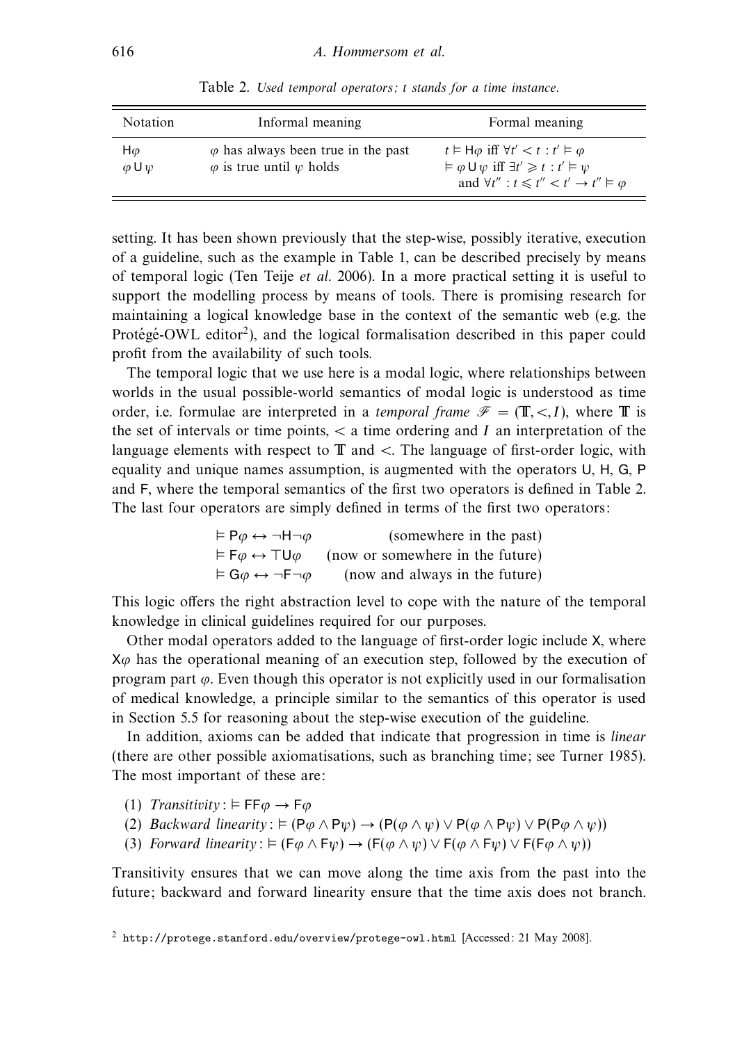Table 2. *Used temporal operators; t stands for a time instance.*

| Notation | Informal meaning | Formal meaning |
|---|---|---|
| $\mathsf{H}\varphi$ | $\varphi$ has always been true in the past | $t \vDash \mathsf{H}\varphi$ iff $\forall t' < t : t' \vDash \varphi$ |
| $\varphi \,\mathsf{U}\, \psi$ | $\varphi$ is true until $\psi$ holds | $\vDash \varphi \,\mathsf{U}\, \psi$ iff $\exists t' \geqslant t : t' \vDash \psi$ and $\forall t'' : t \leqslant t'' < t' \rightarrow t'' \vDash \varphi$ |

setting. It has been shown previously that the step-wise, possibly iterative, execution of a guideline, such as the example in Table 1, can be described precisely by means of temporal logic (Ten Teije *et al.* 2006). In a more practical setting it is useful to support the modelling process by means of tools. There is promising research for maintaining a logical knowledge base in the context of the semantic web (e.g. the Protégé-OWL editor[2]), and the logical formalisation described in this paper could profit from the availability of such tools.

The temporal logic that we use here is a modal logic, where relationships between worlds in the usual possible-world semantics of modal logic is understood as time order, i.e. formulae are interpreted in a *temporal frame* $\mathscr{F} = (\mathbb{T}, <, I)$, where $\mathbb{T}$ is the set of intervals or time points, $<$ a time ordering and $I$ an interpretation of the language elements with respect to $\mathbb{T}$ and $<$. The language of first-order logic, with equality and unique names assumption, is augmented with the operators $\mathsf{U}$, $\mathsf{H}$, $\mathsf{G}$, $\mathsf{P}$ and $\mathsf{F}$, where the temporal semantics of the first two operators is defined in Table 2. The last four operators are simply defined in terms of the first two operators:

$$\vDash \mathsf{P}\varphi \leftrightarrow \neg\mathsf{H}\neg\varphi \qquad \text{(somewhere in the past)}$$
$$\vDash \mathsf{F}\varphi \leftrightarrow \top\mathsf{U}\varphi \qquad \text{(now or somewhere in the future)}$$
$$\vDash \mathsf{G}\varphi \leftrightarrow \neg\mathsf{F}\neg\varphi \qquad \text{(now and always in the future)}$$

This logic offers the right abstraction level to cope with the nature of the temporal knowledge in clinical guidelines required for our purposes.

Other modal operators added to the language of first-order logic include $\mathsf{X}$, where $\mathsf{X}\varphi$ has the operational meaning of an execution step, followed by the execution of program part $\varphi$. Even though this operator is not explicitly used in our formalisation of medical knowledge, a principle similar to the semantics of this operator is used in Section 5.5 for reasoning about the step-wise execution of the guideline.

In addition, axioms can be added that indicate that progression in time is *linear* (there are other possible axiomatisations, such as branching time; see Turner 1985). The most important of these are:

(1) *Transitivity*: $\vDash \mathsf{F}\mathsf{F}\varphi \rightarrow \mathsf{F}\varphi$
(2) *Backward linearity*: $\vDash (\mathsf{P}\varphi \wedge \mathsf{P}\psi) \rightarrow (\mathsf{P}(\varphi \wedge \psi) \vee \mathsf{P}(\varphi \wedge \mathsf{P}\psi) \vee \mathsf{P}(\mathsf{P}\varphi \wedge \psi))$
(3) *Forward linearity*: $\vDash (\mathsf{F}\varphi \wedge \mathsf{F}\psi) \rightarrow (\mathsf{F}(\varphi \wedge \psi) \vee \mathsf{F}(\varphi \wedge \mathsf{F}\psi) \vee \mathsf{F}(\mathsf{F}\varphi \wedge \psi))$

Transitivity ensures that we can move along the time axis from the past into the future; backward and forward linearity ensure that the time axis does not branch.

[2] http://protege.stanford.edu/overview/protege-owl.html [Accessed: 21 May 2008].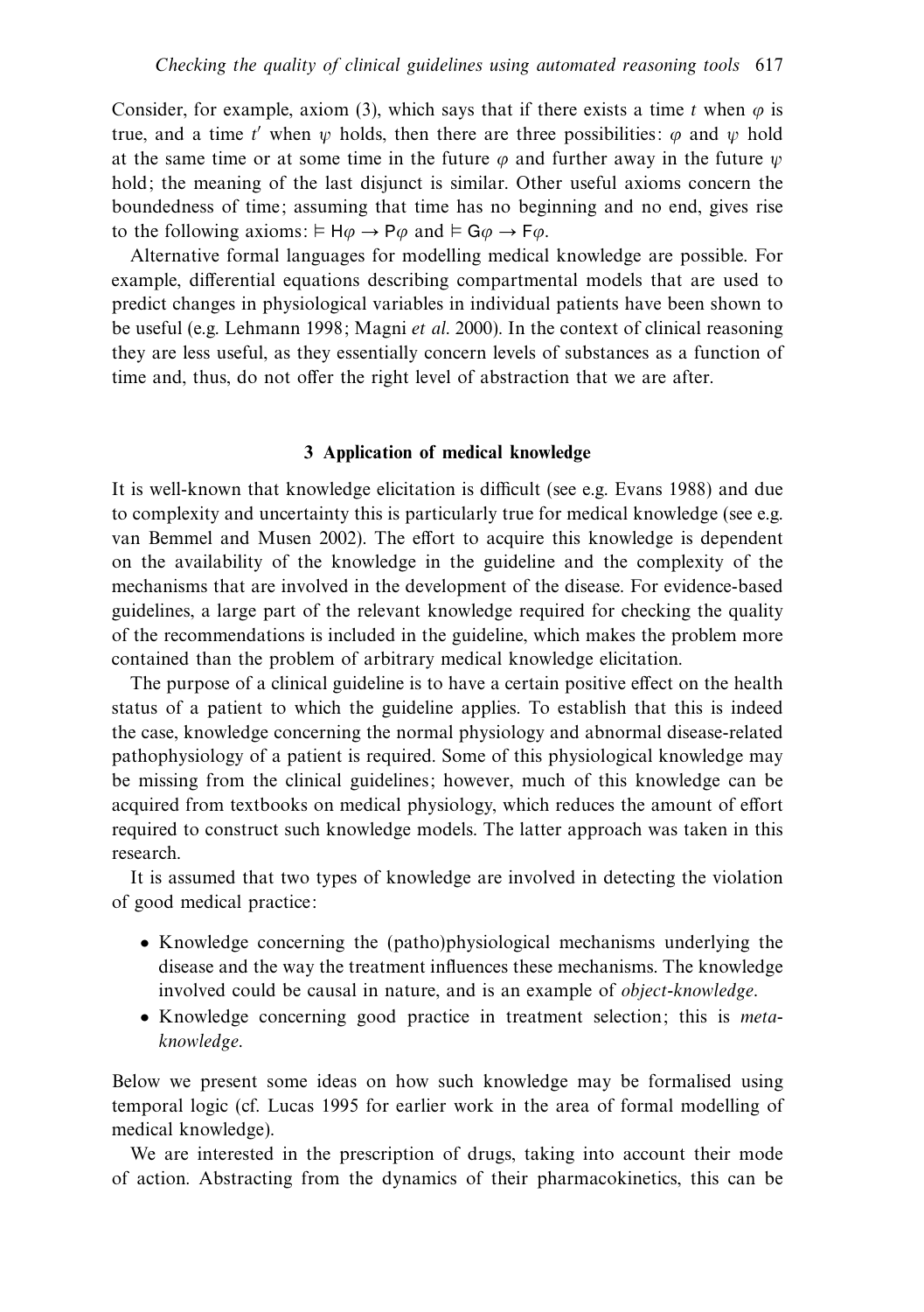Consider, for example, axiom (3), which says that if there exists a time $t$ when $\varphi$ is true, and a time $t'$ when $\psi$ holds, then there are three possibilities: $\varphi$ and $\psi$ hold at the same time or at some time in the future $\varphi$ and further away in the future $\psi$ hold; the meaning of the last disjunct is similar. Other useful axioms concern the boundedness of time; assuming that time has no beginning and no end, gives rise to the following axioms: $\vDash \mathsf{H}\varphi \rightarrow \mathsf{P}\varphi$ and $\vDash \mathsf{G}\varphi \rightarrow \mathsf{F}\varphi$.

Alternative formal languages for modelling medical knowledge are possible. For example, differential equations describing compartmental models that are used to predict changes in physiological variables in individual patients have been shown to be useful (e.g. Lehmann 1998; Magni *et al.* 2000). In the context of clinical reasoning they are less useful, as they essentially concern levels of substances as a function of time and, thus, do not offer the right level of abstraction that we are after.

## 3 Application of medical knowledge

It is well-known that knowledge elicitation is difficult (see e.g. Evans 1988) and due to complexity and uncertainty this is particularly true for medical knowledge (see e.g. van Bemmel and Musen 2002). The effort to acquire this knowledge is dependent on the availability of the knowledge in the guideline and the complexity of the mechanisms that are involved in the development of the disease. For evidence-based guidelines, a large part of the relevant knowledge required for checking the quality of the recommendations is included in the guideline, which makes the problem more contained than the problem of arbitrary medical knowledge elicitation.

The purpose of a clinical guideline is to have a certain positive effect on the health status of a patient to which the guideline applies. To establish that this is indeed the case, knowledge concerning the normal physiology and abnormal disease-related pathophysiology of a patient is required. Some of this physiological knowledge may be missing from the clinical guidelines; however, much of this knowledge can be acquired from textbooks on medical physiology, which reduces the amount of effort required to construct such knowledge models. The latter approach was taken in this research.

It is assumed that two types of knowledge are involved in detecting the violation of good medical practice:

- Knowledge concerning the (patho)physiological mechanisms underlying the disease and the way the treatment influences these mechanisms. The knowledge involved could be causal in nature, and is an example of *object-knowledge*.
- Knowledge concerning good practice in treatment selection; this is *meta-knowledge*.

Below we present some ideas on how such knowledge may be formalised using temporal logic (cf. Lucas 1995 for earlier work in the area of formal modelling of medical knowledge).

We are interested in the prescription of drugs, taking into account their mode of action. Abstracting from the dynamics of their pharmacokinetics, this can be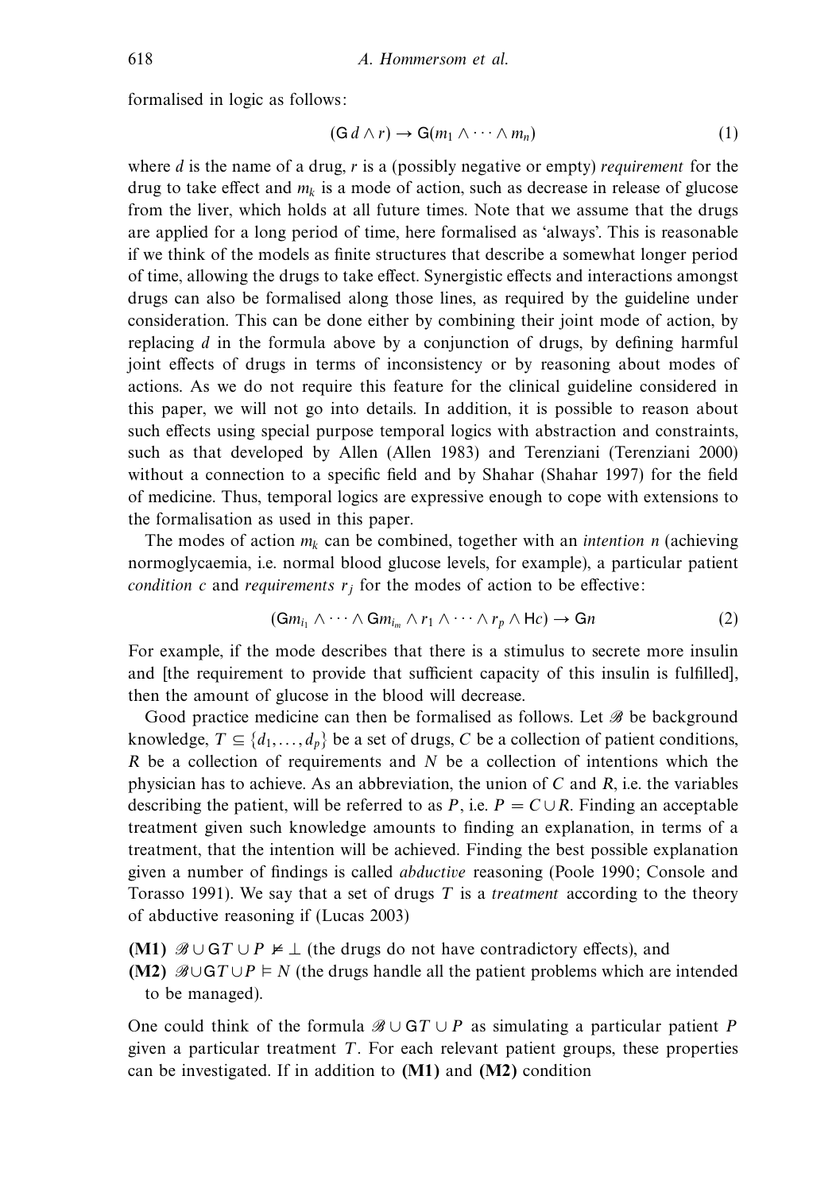formalised in logic as follows:

$$(\mathsf{G}\, d \wedge r) \rightarrow \mathsf{G}(m_1 \wedge \cdots \wedge m_n) \tag{1}$$

where $d$ is the name of a drug, $r$ is a (possibly negative or empty) *requirement* for the drug to take effect and $m_k$ is a mode of action, such as decrease in release of glucose from the liver, which holds at all future times. Note that we assume that the drugs are applied for a long period of time, here formalised as 'always'. This is reasonable if we think of the models as finite structures that describe a somewhat longer period of time, allowing the drugs to take effect. Synergistic effects and interactions amongst drugs can also be formalised along those lines, as required by the guideline under consideration. This can be done either by combining their joint mode of action, by replacing $d$ in the formula above by a conjunction of drugs, by defining harmful joint effects of drugs in terms of inconsistency or by reasoning about modes of actions. As we do not require this feature for the clinical guideline considered in this paper, we will not go into details. In addition, it is possible to reason about such effects using special purpose temporal logics with abstraction and constraints, such as that developed by Allen (Allen 1983) and Terenziani (Terenziani 2000) without a connection to a specific field and by Shahar (Shahar 1997) for the field of medicine. Thus, temporal logics are expressive enough to cope with extensions to the formalisation as used in this paper.

The modes of action $m_k$ can be combined, together with an *intention* $n$ (achieving normoglycaemia, i.e. normal blood glucose levels, for example), a particular patient *condition* $c$ and *requirements* $r_j$ for the modes of action to be effective:

$$(\mathsf{G}m_{i_1} \wedge \cdots \wedge \mathsf{G}m_{i_m} \wedge r_1 \wedge \cdots \wedge r_p \wedge \mathsf{H}c) \rightarrow \mathsf{G}n \tag{2}$$

For example, if the mode describes that there is a stimulus to secrete more insulin and [the requirement to provide that sufficient capacity of this insulin is fulfilled], then the amount of glucose in the blood will decrease.

Good practice medicine can then be formalised as follows. Let $\mathcal{B}$ be background knowledge, $T \subseteq \{d_1, \ldots, d_p\}$ be a set of drugs, $C$ be a collection of patient conditions, $R$ be a collection of requirements and $N$ be a collection of intentions which the physician has to achieve. As an abbreviation, the union of $C$ and $R$, i.e. the variables describing the patient, will be referred to as $P$, i.e. $P = C \cup R$. Finding an acceptable treatment given such knowledge amounts to finding an explanation, in terms of a treatment, that the intention will be achieved. Finding the best possible explanation given a number of findings is called *abductive* reasoning (Poole 1990; Console and Torasso 1991). We say that a set of drugs $T$ is a *treatment* according to the theory of abductive reasoning if (Lucas 2003)

**(M1)** $\mathcal{B} \cup \mathsf{G}T \cup P \nvDash \perp$ (the drugs do not have contradictory effects), and

**(M2)** $\mathcal{B} \cup \mathsf{G}T \cup P \vDash N$ (the drugs handle all the patient problems which are intended to be managed).

One could think of the formula $\mathcal{B} \cup \mathsf{G}T \cup P$ as simulating a particular patient $P$ given a particular treatment $T$. For each relevant patient groups, these properties can be investigated. If in addition to **(M1)** and **(M2)** condition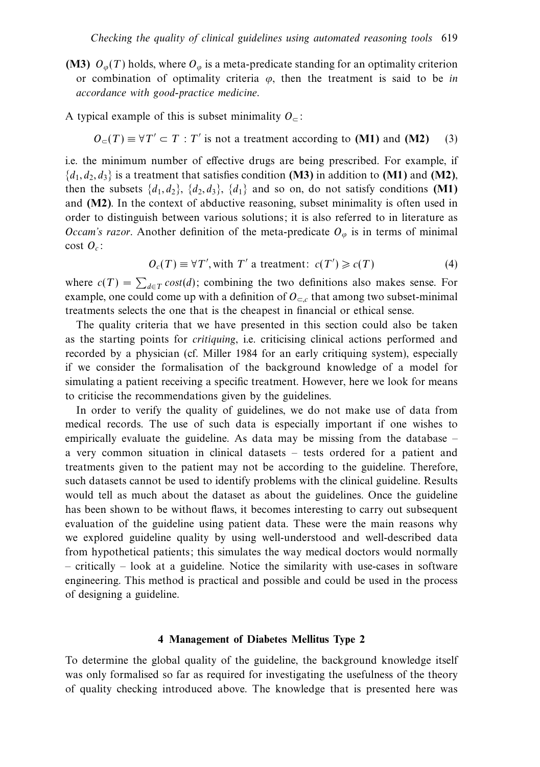**(M3)** $O_\varphi(T)$ holds, where $O_\varphi$ is a meta-predicate standing for an optimality criterion or combination of optimality criteria $\varphi$, then the treatment is said to be *in accordance with good-practice medicine*.

A typical example of this is subset minimality $O_\subset$:

$$O_\subset(T) \equiv \forall T' \subset T : T' \text{ is not a treatment according to } \textbf{(M1)} \text{ and } \textbf{(M2)} \tag{3}$$

i.e. the minimum number of effective drugs are being prescribed. For example, if $\{d_1, d_2, d_3\}$ is a treatment that satisfies condition **(M3)** in addition to **(M1)** and **(M2)**, then the subsets $\{d_1, d_2\}$, $\{d_2, d_3\}$, $\{d_1\}$ and so on, do not satisfy conditions **(M1)** and **(M2)**. In the context of abductive reasoning, subset minimality is often used in order to distinguish between various solutions; it is also referred to in literature as *Occam's razor*. Another definition of the meta-predicate $O_\varphi$ is in terms of minimal cost $O_c$:

$$O_c(T) \equiv \forall T', \text{with } T' \text{ a treatment: } c(T') \geqslant c(T) \tag{4}$$

where $c(T) = \sum_{d \in T} cost(d)$; combining the two definitions also makes sense. For example, one could come up with a definition of $O_{\subset,c}$ that among two subset-minimal treatments selects the one that is the cheapest in financial or ethical sense.

The quality criteria that we have presented in this section could also be taken as the starting points for *critiquing*, i.e. criticising clinical actions performed and recorded by a physician (cf. Miller 1984 for an early critiquing system), especially if we consider the formalisation of the background knowledge of a model for simulating a patient receiving a specific treatment. However, here we look for means to criticise the recommendations given by the guidelines.

In order to verify the quality of guidelines, we do not make use of data from medical records. The use of such data is especially important if one wishes to empirically evaluate the guideline. As data may be missing from the database – a very common situation in clinical datasets – tests ordered for a patient and treatments given to the patient may not be according to the guideline. Therefore, such datasets cannot be used to identify problems with the clinical guideline. Results would tell as much about the dataset as about the guidelines. Once the guideline has been shown to be without flaws, it becomes interesting to carry out subsequent evaluation of the guideline using patient data. These were the main reasons why we explored guideline quality by using well-understood and well-described data from hypothetical patients; this simulates the way medical doctors would normally – critically – look at a guideline. Notice the similarity with use-cases in software engineering. This method is practical and possible and could be used in the process of designing a guideline.

## 4 Management of Diabetes Mellitus Type 2

To determine the global quality of the guideline, the background knowledge itself was only formalised so far as required for investigating the usefulness of the theory of quality checking introduced above. The knowledge that is presented here was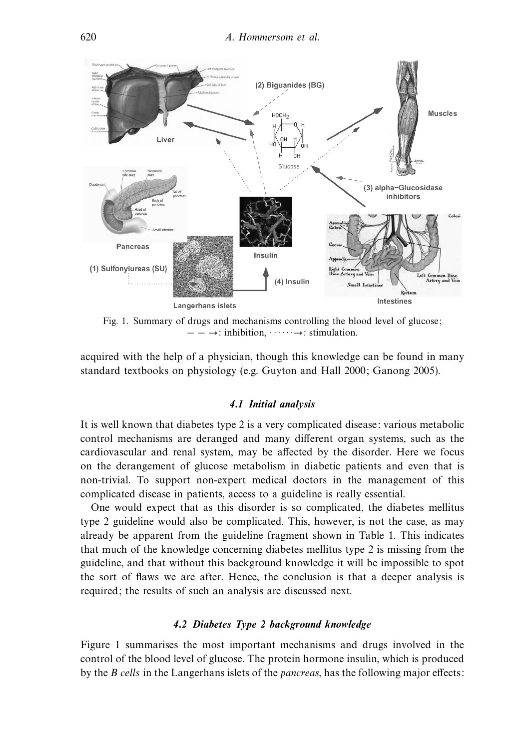(2) Biguanides (BG)

Liver

Muscles

Glucose

(3) alpha−Glucosidase inhibitors

Pancreas

Insulin

(1) Sulfonylureas (SU)

(4) Insulin

Langerhans islets

Intestines

Fig. 1. Summary of drugs and mechanisms controlling the blood level of glucose; – – →: inhibition, ······→: stimulation.

acquired with the help of a physician, though this knowledge can be found in many standard textbooks on physiology (e.g. Guyton and Hall 2000; Ganong 2005).

### 4.1 Initial analysis

It is well known that diabetes type 2 is a very complicated disease: various metabolic control mechanisms are deranged and many different organ systems, such as the cardiovascular and renal system, may be affected by the disorder. Here we focus on the derangement of glucose metabolism in diabetic patients and even that is non-trivial. To support non-expert medical doctors in the management of this complicated disease in patients, access to a guideline is really essential.

One would expect that as this disorder is so complicated, the diabetes mellitus type 2 guideline would also be complicated. This, however, is not the case, as may already be apparent from the guideline fragment shown in Table 1. This indicates that much of the knowledge concerning diabetes mellitus type 2 is missing from the guideline, and that without this background knowledge it will be impossible to spot the sort of flaws we are after. Hence, the conclusion is that a deeper analysis is required; the results of such an analysis are discussed next.

### 4.2 Diabetes Type 2 background knowledge

Figure 1 summarises the most important mechanisms and drugs involved in the control of the blood level of glucose. The protein hormone insulin, which is produced by the *B cells* in the Langerhans islets of the *pancreas*, has the following major effects: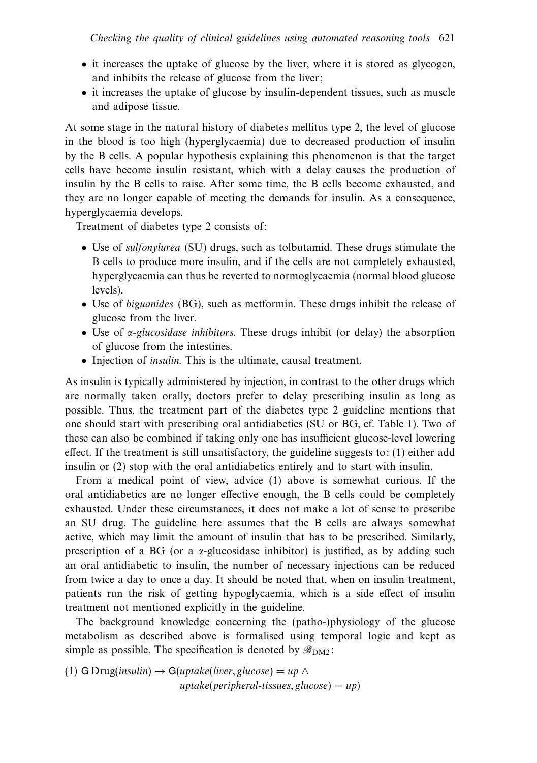- it increases the uptake of glucose by the liver, where it is stored as glycogen, and inhibits the release of glucose from the liver;
- it increases the uptake of glucose by insulin-dependent tissues, such as muscle and adipose tissue.

At some stage in the natural history of diabetes mellitus type 2, the level of glucose in the blood is too high (hyperglycaemia) due to decreased production of insulin by the B cells. A popular hypothesis explaining this phenomenon is that the target cells have become insulin resistant, which with a delay causes the production of insulin by the B cells to raise. After some time, the B cells become exhausted, and they are no longer capable of meeting the demands for insulin. As a consequence, hyperglycaemia develops.

Treatment of diabetes type 2 consists of:

- Use of *sulfonylurea* (SU) drugs, such as tolbutamid. These drugs stimulate the B cells to produce more insulin, and if the cells are not completely exhausted, hyperglycaemia can thus be reverted to normoglycaemia (normal blood glucose levels).
- Use of *biguanides* (BG), such as metformin. These drugs inhibit the release of glucose from the liver.
- Use of *α-glucosidase inhibitors*. These drugs inhibit (or delay) the absorption of glucose from the intestines.
- Injection of *insulin*. This is the ultimate, causal treatment.

As insulin is typically administered by injection, in contrast to the other drugs which are normally taken orally, doctors prefer to delay prescribing insulin as long as possible. Thus, the treatment part of the diabetes type 2 guideline mentions that one should start with prescribing oral antidiabetics (SU or BG, cf. Table 1). Two of these can also be combined if taking only one has insufficient glucose-level lowering effect. If the treatment is still unsatisfactory, the guideline suggests to: (1) either add insulin or (2) stop with the oral antidiabetics entirely and to start with insulin.

From a medical point of view, advice (1) above is somewhat curious. If the oral antidiabetics are no longer effective enough, the B cells could be completely exhausted. Under these circumstances, it does not make a lot of sense to prescribe an SU drug. The guideline here assumes that the B cells are always somewhat active, which may limit the amount of insulin that has to be prescribed. Similarly, prescription of a BG (or a α-glucosidase inhibitor) is justified, as by adding such an oral antidiabetic to insulin, the number of necessary injections can be reduced from twice a day to once a day. It should be noted that, when on insulin treatment, patients run the risk of getting hypoglycaemia, which is a side effect of insulin treatment not mentioned explicitly in the guideline.

The background knowledge concerning the (patho-)physiology of the glucose metabolism as described above is formalised using temporal logic and kept as simple as possible. The specification is denoted by $\mathcal{B}_{\mathrm{DM2}}$:

(1) $\mathsf{G}\,\mathrm{Drug}(\mathit{insulin}) \rightarrow \mathsf{G}(\mathit{uptake}(\mathit{liver}, \mathit{glucose}) = \mathit{up} \wedge \mathit{uptake}(\mathit{peripheral\text{-}tissues}, \mathit{glucose}) = \mathit{up})$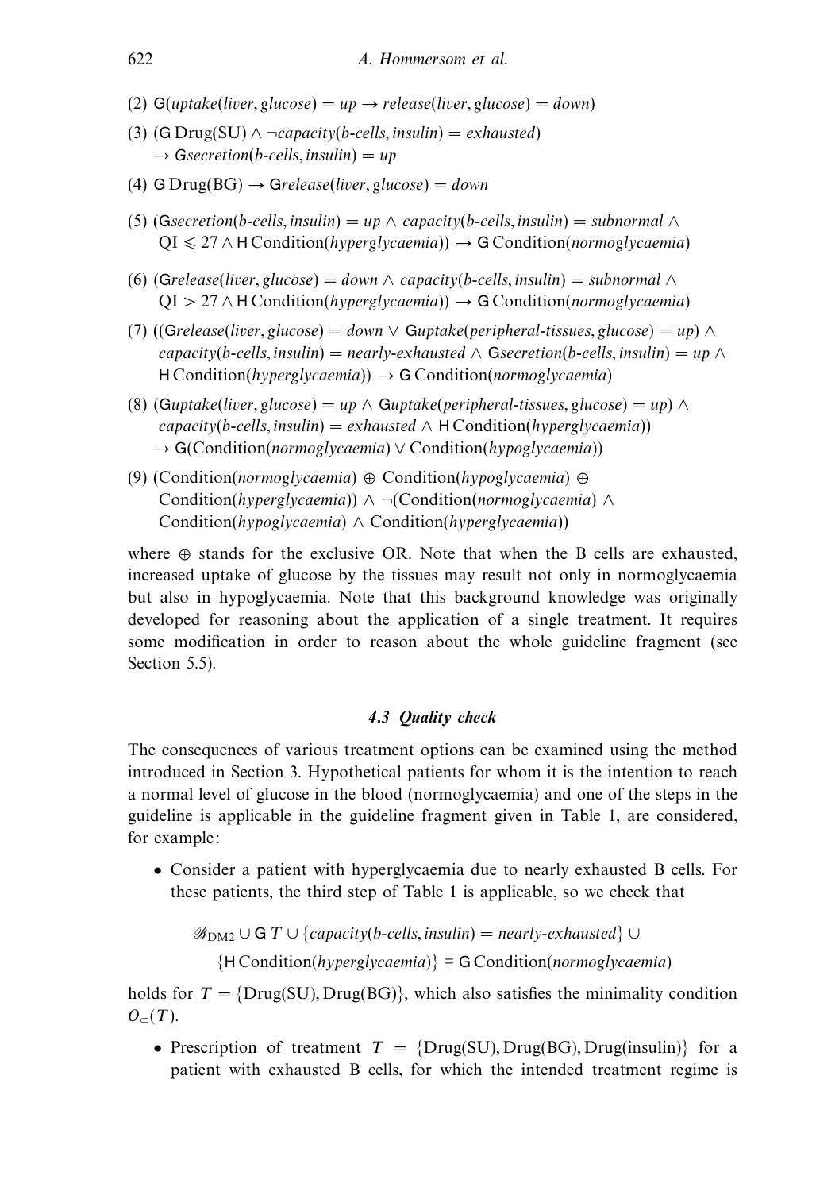(2) $\mathsf{G}(\mathit{uptake}(\mathit{liver}, \mathit{glucose}) = \mathit{up} \rightarrow \mathit{release}(\mathit{liver}, \mathit{glucose}) = \mathit{down})$

(3) $(\mathsf{G}\,\mathrm{Drug}(\mathrm{SU}) \wedge \neg \mathit{capacity}(\mathit{b\text{-}cells}, \mathit{insulin}) = \mathit{exhausted})$
$\rightarrow \mathsf{G}\mathit{secretion}(\mathit{b\text{-}cells}, \mathit{insulin}) = \mathit{up}$

(4) $\mathsf{G}\,\mathrm{Drug}(\mathrm{BG}) \rightarrow \mathsf{G}\mathit{release}(\mathit{liver}, \mathit{glucose}) = \mathit{down}$

(5) $(\mathsf{G}\mathit{secretion}(\mathit{b\text{-}cells}, \mathit{insulin}) = \mathit{up} \wedge \mathit{capacity}(\mathit{b\text{-}cells}, \mathit{insulin}) = \mathit{subnormal} \wedge$
$\mathrm{QI} \leqslant 27 \wedge \mathsf{H}\,\mathrm{Condition}(\mathit{hyperglycaemia})) \rightarrow \mathsf{G}\,\mathrm{Condition}(\mathit{normoglycaemia})$

(6) $(\mathsf{G}\mathit{release}(\mathit{liver}, \mathit{glucose}) = \mathit{down} \wedge \mathit{capacity}(\mathit{b\text{-}cells}, \mathit{insulin}) = \mathit{subnormal} \wedge$
$\mathrm{QI} > 27 \wedge \mathsf{H}\,\mathrm{Condition}(\mathit{hyperglycaemia})) \rightarrow \mathsf{G}\,\mathrm{Condition}(\mathit{normoglycaemia})$

(7) $((\mathsf{G}\mathit{release}(\mathit{liver}, \mathit{glucose}) = \mathit{down} \vee \mathsf{G}\mathit{uptake}(\mathit{peripheral\text{-}tissues}, \mathit{glucose}) = \mathit{up}) \wedge$
$\mathit{capacity}(\mathit{b\text{-}cells}, \mathit{insulin}) = \mathit{nearly\text{-}exhausted} \wedge \mathsf{G}\mathit{secretion}(\mathit{b\text{-}cells}, \mathit{insulin}) = \mathit{up} \wedge$
$\mathsf{H}\,\mathrm{Condition}(\mathit{hyperglycaemia})) \rightarrow \mathsf{G}\,\mathrm{Condition}(\mathit{normoglycaemia})$

(8) $(\mathsf{G}\mathit{uptake}(\mathit{liver}, \mathit{glucose}) = \mathit{up} \wedge \mathsf{G}\mathit{uptake}(\mathit{peripheral\text{-}tissues}, \mathit{glucose}) = \mathit{up}) \wedge$
$\mathit{capacity}(\mathit{b\text{-}cells}, \mathit{insulin}) = \mathit{exhausted} \wedge \mathsf{H}\,\mathrm{Condition}(\mathit{hyperglycaemia}))$
$\rightarrow \mathsf{G}(\mathrm{Condition}(\mathit{normoglycaemia}) \vee \mathrm{Condition}(\mathit{hypoglycaemia}))$

(9) $(\mathrm{Condition}(\mathit{normoglycaemia}) \oplus \mathrm{Condition}(\mathit{hypoglycaemia}) \oplus$
$\mathrm{Condition}(\mathit{hyperglycaemia})) \wedge \neg(\mathrm{Condition}(\mathit{normoglycaemia}) \wedge$
$\mathrm{Condition}(\mathit{hypoglycaemia}) \wedge \mathrm{Condition}(\mathit{hyperglycaemia}))$

where $\oplus$ stands for the exclusive OR. Note that when the B cells are exhausted, increased uptake of glucose by the tissues may result not only in normoglycaemia but also in hypoglycaemia. Note that this background knowledge was originally developed for reasoning about the application of a single treatment. It requires some modification in order to reason about the whole guideline fragment (see Section 5.5).

### *4.3 Quality check*

The consequences of various treatment options can be examined using the method introduced in Section 3. Hypothetical patients for whom it is the intention to reach a normal level of glucose in the blood (normoglycaemia) and one of the steps in the guideline is applicable in the guideline fragment given in Table 1, are considered, for example:

- Consider a patient with hyperglycaemia due to nearly exhausted B cells. For these patients, the third step of Table 1 is applicable, so we check that

$$\mathscr{B}_{\mathrm{DM2}} \cup \mathsf{G}\,T \cup \{\mathit{capacity}(\mathit{b\text{-}cells}, \mathit{insulin}) = \mathit{nearly\text{-}exhausted}\} \cup$$
$$\{\mathsf{H}\,\mathrm{Condition}(\mathit{hyperglycaemia})\} \vDash \mathsf{G}\,\mathrm{Condition}(\mathit{normoglycaemia})$$

holds for $T = \{\mathrm{Drug}(\mathrm{SU}), \mathrm{Drug}(\mathrm{BG})\}$, which also satisfies the minimality condition $O_{\subset}(T)$.

- Prescription of treatment $T = \{\mathrm{Drug}(\mathrm{SU}), \mathrm{Drug}(\mathrm{BG}), \mathrm{Drug}(\mathrm{insulin})\}$ for a patient with exhausted B cells, for which the intended treatment regime is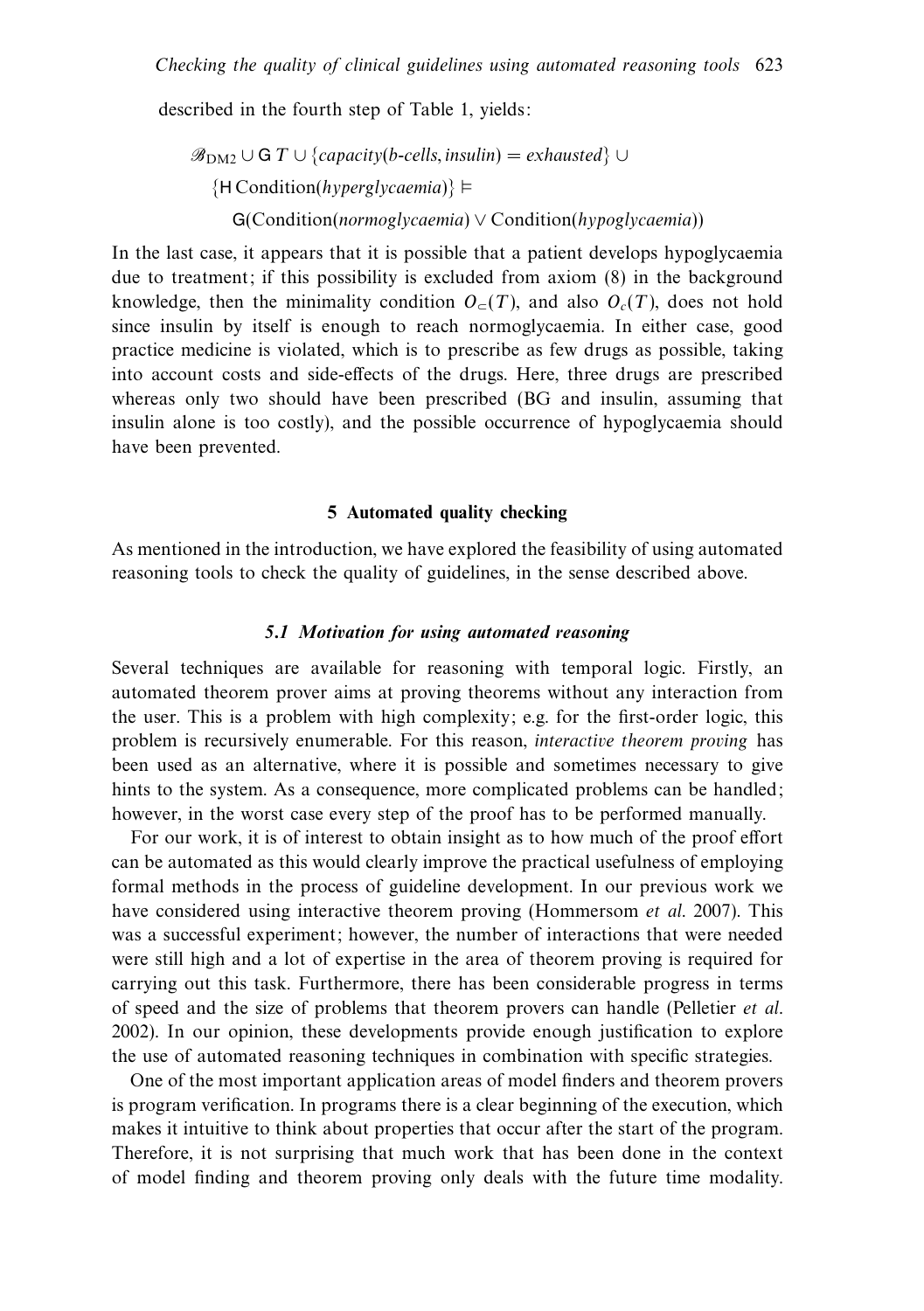described in the fourth step of Table 1, yields:

$$
\begin{aligned}
&\mathscr{B}_{\mathrm{DM2}} \cup \mathsf{G}\, T \cup \{capacity(b\text{-}cells, insulin) = exhausted\} \cup \\
&\quad \{\mathsf{H}\,\mathrm{Condition}(hyperglycaemia)\} \vDash \\
&\qquad \mathsf{G}(\mathrm{Condition}(normoglycaemia) \vee \mathrm{Condition}(hypoglycaemia))
\end{aligned}
$$

In the last case, it appears that it is possible that a patient develops hypoglycaemia due to treatment; if this possibility is excluded from axiom (8) in the background knowledge, then the minimality condition $O_{\subset}(T)$, and also $O_c(T)$, does not hold since insulin by itself is enough to reach normoglycaemia. In either case, good practice medicine is violated, which is to prescribe as few drugs as possible, taking into account costs and side-effects of the drugs. Here, three drugs are prescribed whereas only two should have been prescribed (BG and insulin, assuming that insulin alone is too costly), and the possible occurrence of hypoglycaemia should have been prevented.

## 5 Automated quality checking

As mentioned in the introduction, we have explored the feasibility of using automated reasoning tools to check the quality of guidelines, in the sense described above.

### 5.1 Motivation for using automated reasoning

Several techniques are available for reasoning with temporal logic. Firstly, an automated theorem prover aims at proving theorems without any interaction from the user. This is a problem with high complexity; e.g. for the first-order logic, this problem is recursively enumerable. For this reason, *interactive theorem proving* has been used as an alternative, where it is possible and sometimes necessary to give hints to the system. As a consequence, more complicated problems can be handled; however, in the worst case every step of the proof has to be performed manually.

For our work, it is of interest to obtain insight as to how much of the proof effort can be automated as this would clearly improve the practical usefulness of employing formal methods in the process of guideline development. In our previous work we have considered using interactive theorem proving (Hommersom *et al.* 2007). This was a successful experiment; however, the number of interactions that were needed were still high and a lot of expertise in the area of theorem proving is required for carrying out this task. Furthermore, there has been considerable progress in terms of speed and the size of problems that theorem provers can handle (Pelletier *et al.* 2002). In our opinion, these developments provide enough justification to explore the use of automated reasoning techniques in combination with specific strategies.

One of the most important application areas of model finders and theorem provers is program verification. In programs there is a clear beginning of the execution, which makes it intuitive to think about properties that occur after the start of the program. Therefore, it is not surprising that much work that has been done in the context of model finding and theorem proving only deals with the future time modality.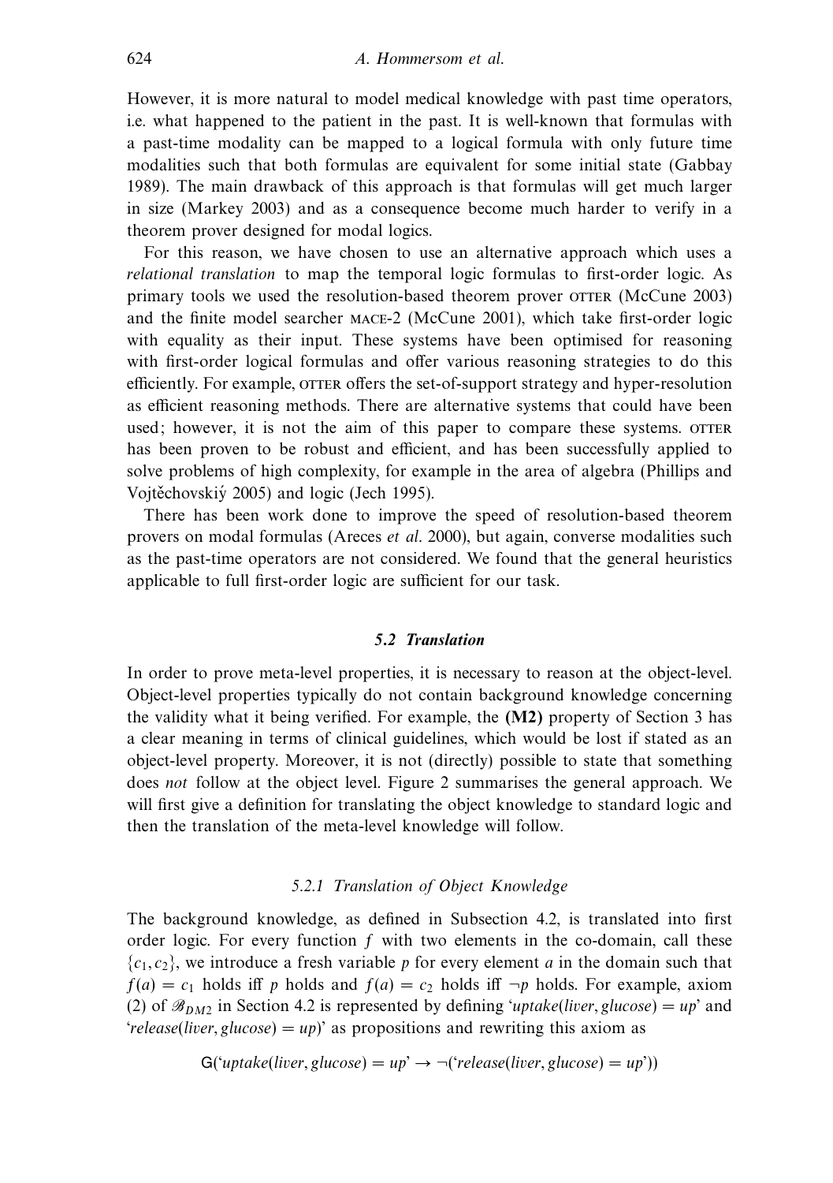However, it is more natural to model medical knowledge with past time operators, i.e. what happened to the patient in the past. It is well-known that formulas with a past-time modality can be mapped to a logical formula with only future time modalities such that both formulas are equivalent for some initial state (Gabbay 1989). The main drawback of this approach is that formulas will get much larger in size (Markey 2003) and as a consequence become much harder to verify in a theorem prover designed for modal logics.

For this reason, we have chosen to use an alternative approach which uses a *relational translation* to map the temporal logic formulas to first-order logic. As primary tools we used the resolution-based theorem prover OTTER (McCune 2003) and the finite model searcher MACE-2 (McCune 2001), which take first-order logic with equality as their input. These systems have been optimised for reasoning with first-order logical formulas and offer various reasoning strategies to do this efficiently. For example, OTTER offers the set-of-support strategy and hyper-resolution as efficient reasoning methods. There are alternative systems that could have been used; however, it is not the aim of this paper to compare these systems. OTTER has been proven to be robust and efficient, and has been successfully applied to solve problems of high complexity, for example in the area of algebra (Phillips and Vojtěchovskiý 2005) and logic (Jech 1995).

There has been work done to improve the speed of resolution-based theorem provers on modal formulas (Areces *et al.* 2000), but again, converse modalities such as the past-time operators are not considered. We found that the general heuristics applicable to full first-order logic are sufficient for our task.

### 5.2 Translation

In order to prove meta-level properties, it is necessary to reason at the object-level. Object-level properties typically do not contain background knowledge concerning the validity what it being verified. For example, the **(M2)** property of Section 3 has a clear meaning in terms of clinical guidelines, which would be lost if stated as an object-level property. Moreover, it is not (directly) possible to state that something does *not* follow at the object level. Figure 2 summarises the general approach. We will first give a definition for translating the object knowledge to standard logic and then the translation of the meta-level knowledge will follow.

#### 5.2.1 Translation of Object Knowledge

The background knowledge, as defined in Subsection 4.2, is translated into first order logic. For every function $f$ with two elements in the co-domain, call these $\{c_1, c_2\}$, we introduce a fresh variable $p$ for every element $a$ in the domain such that $f(a) = c_1$ holds iff $p$ holds and $f(a) = c_2$ holds iff $\neg p$ holds. For example, axiom (2) of $\mathscr{B}_{DM2}$ in Section 4.2 is represented by defining '*uptake*(*liver*, *glucose*) = *up*' and '*release*(*liver*, *glucose*) = *up*)' as propositions and rewriting this axiom as

$$\mathsf{G}(\text{'}uptake(liver, glucose) = up\text{'} \rightarrow \neg(\text{'}release(liver, glucose) = up\text{'}))$$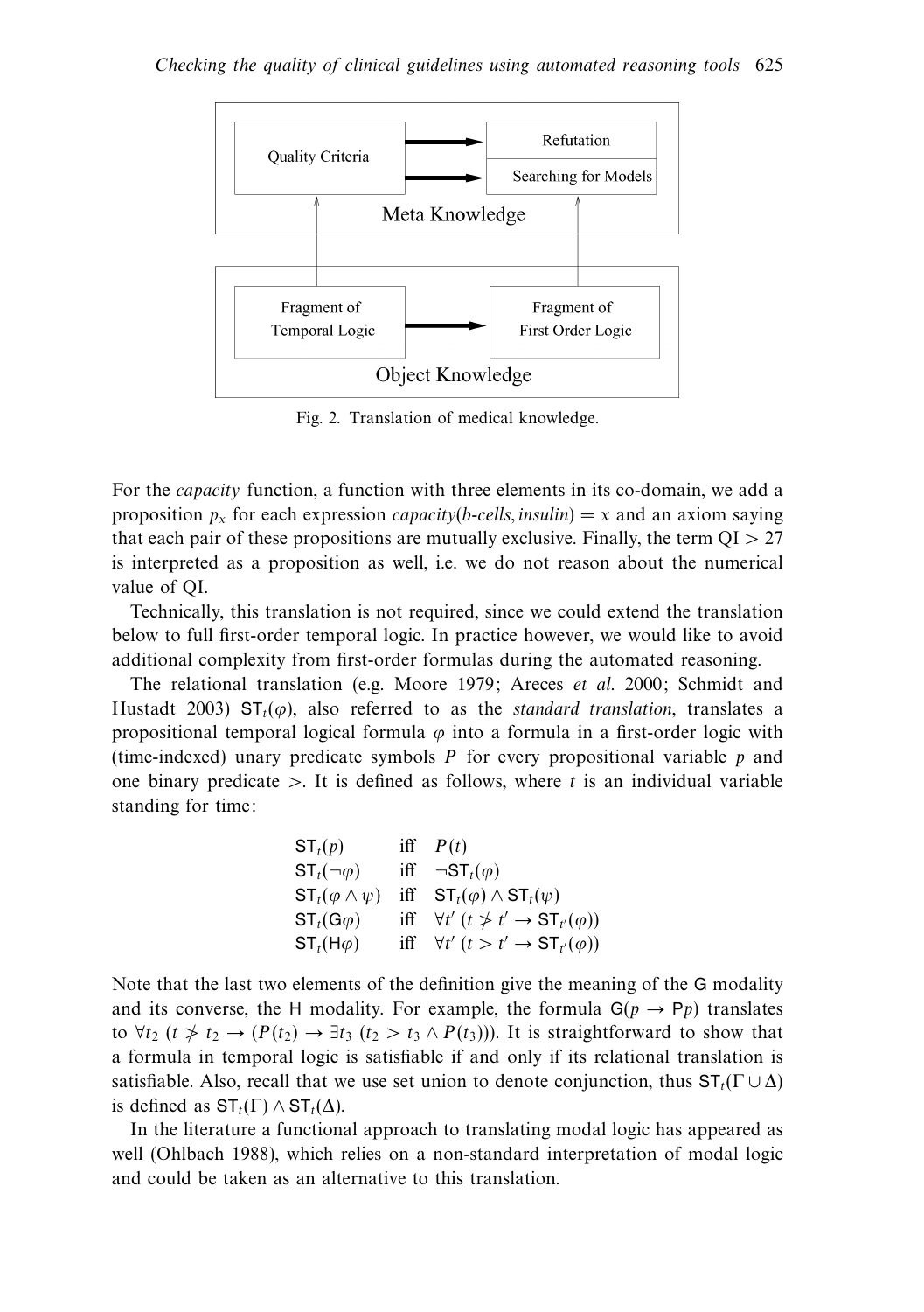Quality Criteria

Refutation

Searching for Models

Meta Knowledge

Fragment of Temporal Logic

Fragment of First Order Logic

Object Knowledge

Fig. 2. Translation of medical knowledge.

For the *capacity* function, a function with three elements in its co-domain, we add a proposition $p_x$ for each expression $capacity(b\text{-}cells, insulin) = x$ and an axiom saying that each pair of these propositions are mutually exclusive. Finally, the term $\mathrm{QI} > 27$ is interpreted as a proposition as well, i.e. we do not reason about the numerical value of QI.

Technically, this translation is not required, since we could extend the translation below to full first-order temporal logic. In practice however, we would like to avoid additional complexity from first-order formulas during the automated reasoning.

The relational translation (e.g. Moore 1979; Areces *et al.* 2000; Schmidt and Hustadt 2003) $\mathsf{ST}_t(\varphi)$, also referred to as the *standard translation*, translates a propositional temporal logical formula $\varphi$ into a formula in a first-order logic with (time-indexed) unary predicate symbols $P$ for every propositional variable $p$ and one binary predicate $>$. It is defined as follows, where $t$ is an individual variable standing for time:

$$
\begin{array}{lll}
\mathsf{ST}_t(p) & \text{iff} & P(t) \\
\mathsf{ST}_t(\neg\varphi) & \text{iff} & \neg\mathsf{ST}_t(\varphi) \\
\mathsf{ST}_t(\varphi \wedge \psi) & \text{iff} & \mathsf{ST}_t(\varphi) \wedge \mathsf{ST}_t(\psi) \\
\mathsf{ST}_t(\mathsf{G}\varphi) & \text{iff} & \forall t' \; (t \not> t' \rightarrow \mathsf{ST}_{t'}(\varphi)) \\
\mathsf{ST}_t(\mathsf{H}\varphi) & \text{iff} & \forall t' \; (t > t' \rightarrow \mathsf{ST}_{t'}(\varphi))
\end{array}
$$

Note that the last two elements of the definition give the meaning of the $\mathsf{G}$ modality and its converse, the $\mathsf{H}$ modality. For example, the formula $\mathsf{G}(p \rightarrow \mathsf{P}p)$ translates to $\forall t_2 \; (t \not> t_2 \rightarrow (P(t_2) \rightarrow \exists t_3 \; (t_2 > t_3 \wedge P(t_3))))$. It is straightforward to show that a formula in temporal logic is satisfiable if and only if its relational translation is satisfiable. Also, recall that we use set union to denote conjunction, thus $\mathsf{ST}_t(\Gamma \cup \Delta)$ is defined as $\mathsf{ST}_t(\Gamma) \wedge \mathsf{ST}_t(\Delta)$.

In the literature a functional approach to translating modal logic has appeared as well (Ohlbach 1988), which relies on a non-standard interpretation of modal logic and could be taken as an alternative to this translation.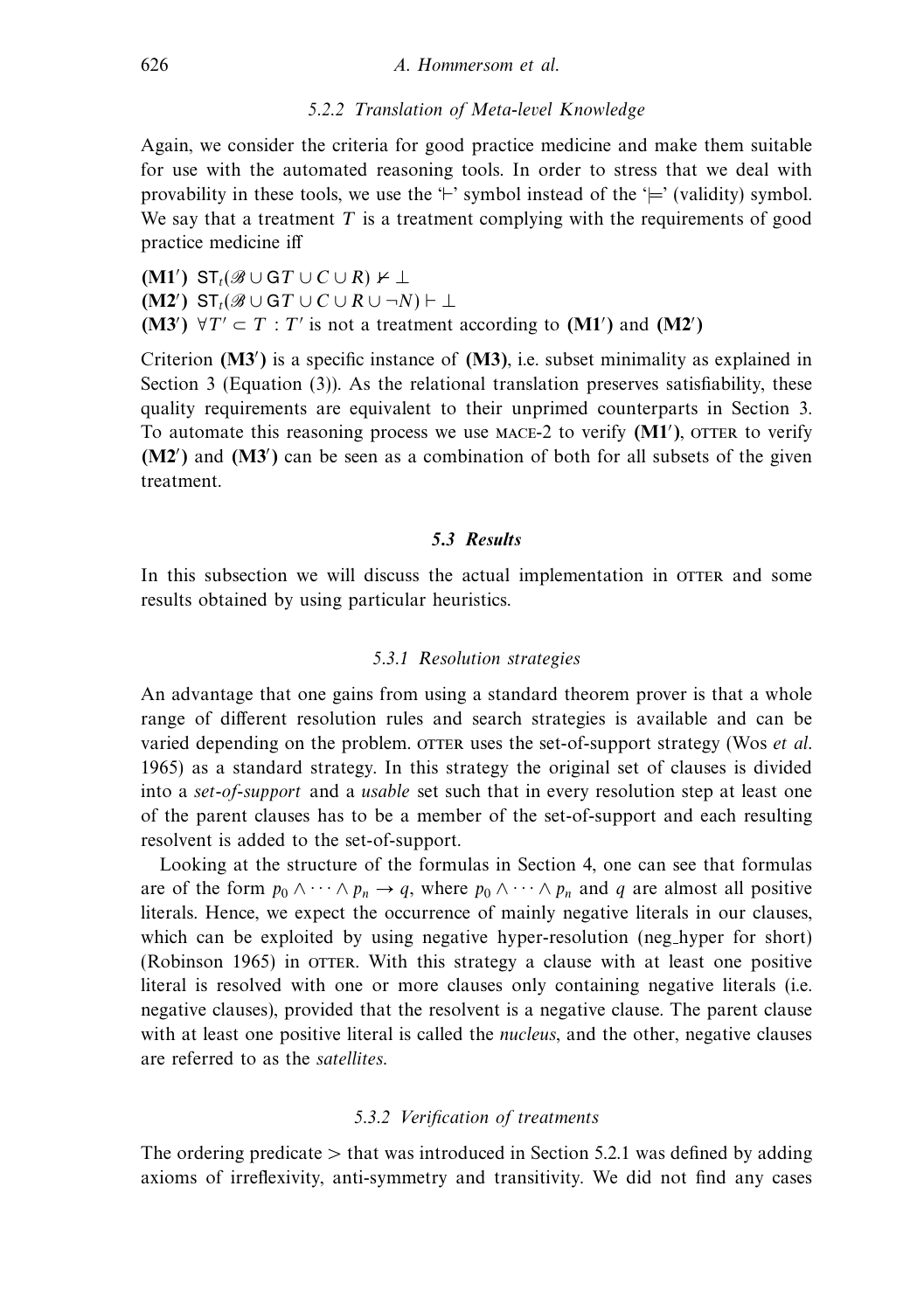#### 5.2.2 Translation of Meta-level Knowledge

Again, we consider the criteria for good practice medicine and make them suitable for use with the automated reasoning tools. In order to stress that we deal with provability in these tools, we use the '$\vdash$' symbol instead of the '$\models$' (validity) symbol. We say that a treatment $T$ is a treatment complying with the requirements of good practice medicine iff

**(M1′)** $\mathsf{ST}_t(\mathscr{B} \cup \mathsf{G}T \cup C \cup R) \nvdash \bot$
**(M2′)** $\mathsf{ST}_t(\mathscr{B} \cup \mathsf{G}T \cup C \cup R \cup \neg N) \vdash \bot$
**(M3′)** $\forall T' \subset T$ : $T'$ is not a treatment according to **(M1′)** and **(M2′)**

Criterion **(M3′)** is a specific instance of **(M3)**, i.e. subset minimality as explained in Section 3 (Equation (3)). As the relational translation preserves satisfiability, these quality requirements are equivalent to their unprimed counterparts in Section 3. To automate this reasoning process we use MACE-2 to verify **(M1′)**, OTTER to verify **(M2′)** and **(M3′)** can be seen as a combination of both for all subsets of the given treatment.

### 5.3 Results

In this subsection we will discuss the actual implementation in OTTER and some results obtained by using particular heuristics.

#### 5.3.1 Resolution strategies

An advantage that one gains from using a standard theorem prover is that a whole range of different resolution rules and search strategies is available and can be varied depending on the problem. OTTER uses the set-of-support strategy (Wos *et al.* 1965) as a standard strategy. In this strategy the original set of clauses is divided into a *set-of-support* and a *usable* set such that in every resolution step at least one of the parent clauses has to be a member of the set-of-support and each resulting resolvent is added to the set-of-support.

Looking at the structure of the formulas in Section 4, one can see that formulas are of the form $p_0 \wedge \cdots \wedge p_n \rightarrow q$, where $p_0 \wedge \cdots \wedge p_n$ and $q$ are almost all positive literals. Hence, we expect the occurrence of mainly negative literals in our clauses, which can be exploited by using negative hyper-resolution (neg_hyper for short) (Robinson 1965) in OTTER. With this strategy a clause with at least one positive literal is resolved with one or more clauses only containing negative literals (i.e. negative clauses), provided that the resolvent is a negative clause. The parent clause with at least one positive literal is called the *nucleus*, and the other, negative clauses are referred to as the *satellites*.

#### 5.3.2 Verification of treatments

The ordering predicate $>$ that was introduced in Section 5.2.1 was defined by adding axioms of irreflexivity, anti-symmetry and transitivity. We did not find any cases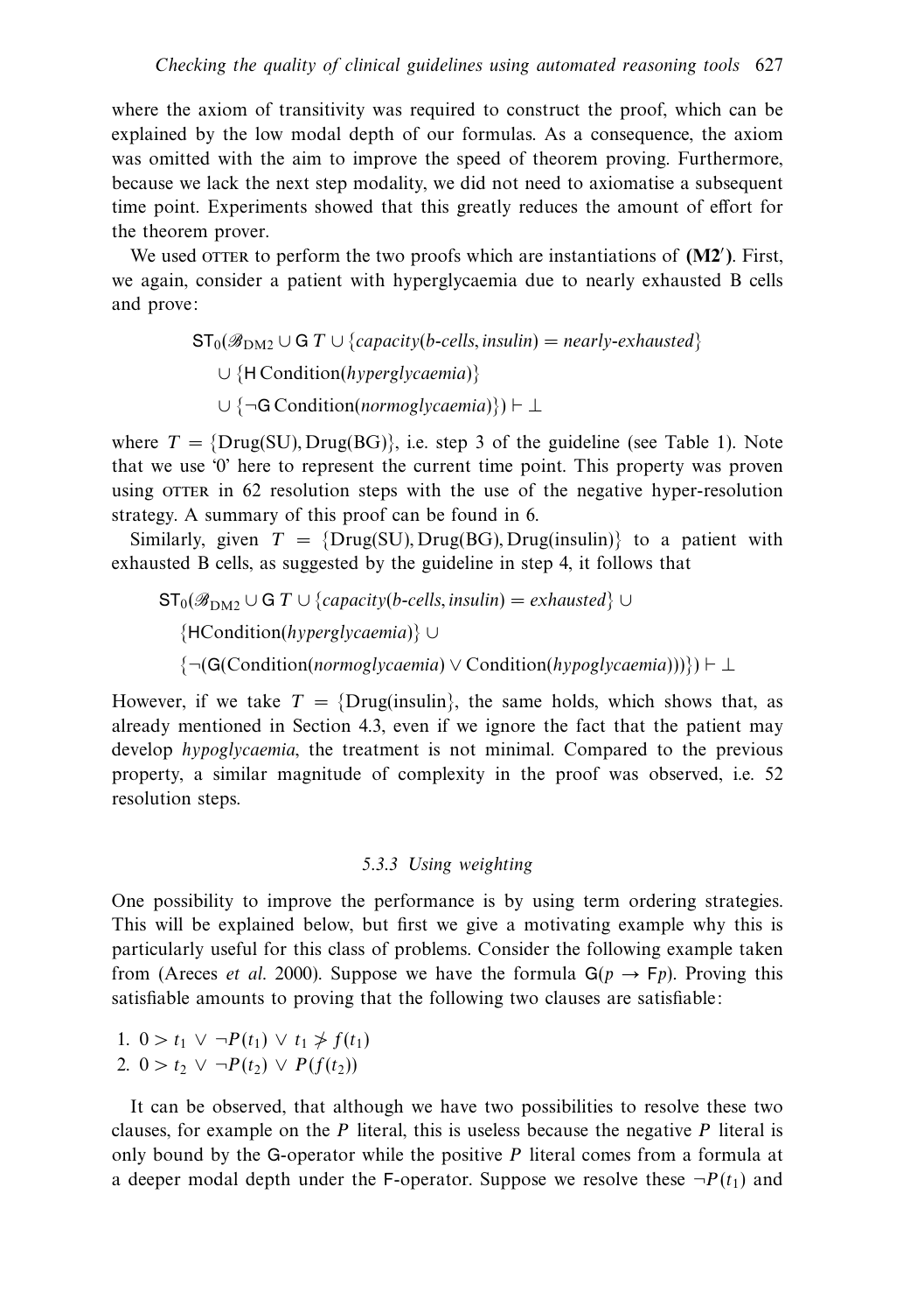where the axiom of transitivity was required to construct the proof, which can be explained by the low modal depth of our formulas. As a consequence, the axiom was omitted with the aim to improve the speed of theorem proving. Furthermore, because we lack the next step modality, we did not need to axiomatise a subsequent time point. Experiments showed that this greatly reduces the amount of effort for the theorem prover.

We used OTTER to perform the two proofs which are instantiations of **(M2′)**. First, we again, consider a patient with hyperglycaemia due to nearly exhausted B cells and prove:

$$
\begin{aligned}
&\mathsf{ST}_0(\mathscr{B}_{\mathrm{DM2}} \cup \mathsf{G}\, T \cup \{\mathit{capacity}(\mathit{b\text{-}cells}, \mathit{insulin}) = \mathit{nearly\text{-}exhausted}\}\\
&\quad \cup \{\mathsf{H}\,\mathrm{Condition}(\mathit{hyperglycaemia})\}\\
&\quad \cup \{\neg\mathsf{G}\,\mathrm{Condition}(\mathit{normoglycaemia})\}) \vdash \bot
\end{aligned}
$$

where $T = \{\mathrm{Drug(SU)}, \mathrm{Drug(BG)}\}$, i.e. step 3 of the guideline (see Table 1). Note that we use '0' here to represent the current time point. This property was proven using OTTER in 62 resolution steps with the use of the negative hyper-resolution strategy. A summary of this proof can be found in 6.

Similarly, given $T = \{\mathrm{Drug(SU)}, \mathrm{Drug(BG)}, \mathrm{Drug(insulin)}\}$ to a patient with exhausted B cells, as suggested by the guideline in step 4, it follows that

$$
\begin{aligned}
&\mathsf{ST}_0(\mathscr{B}_{\mathrm{DM2}} \cup \mathsf{G}\, T \cup \{\mathit{capacity}(\mathit{b\text{-}cells}, \mathit{insulin}) = \mathit{exhausted}\} \cup\\
&\quad \{\mathsf{H}\mathrm{Condition}(\mathit{hyperglycaemia})\} \cup\\
&\quad \{\neg(\mathsf{G}(\mathrm{Condition}(\mathit{normoglycaemia}) \vee \mathrm{Condition}(\mathit{hypoglycaemia})))\}) \vdash \bot
\end{aligned}
$$

However, if we take $T = \{\mathrm{Drug(insulin)}\}$, the same holds, which shows that, as already mentioned in Section 4.3, even if we ignore the fact that the patient may develop *hypoglycaemia*, the treatment is not minimal. Compared to the previous property, a similar magnitude of complexity in the proof was observed, i.e. 52 resolution steps.

### 5.3.3 Using weighting

One possibility to improve the performance is by using term ordering strategies. This will be explained below, but first we give a motivating example why this is particularly useful for this class of problems. Consider the following example taken from (Areces *et al.* 2000). Suppose we have the formula $\mathsf{G}(p \rightarrow \mathsf{F}p)$. Proving this satisfiable amounts to proving that the following two clauses are satisfiable:

1. $0 > t_1 \vee \neg P(t_1) \vee t_1 \not> f(t_1)$
2. $0 > t_2 \vee \neg P(t_2) \vee P(f(t_2))$

It can be observed, that although we have two possibilities to resolve these two clauses, for example on the $P$ literal, this is useless because the negative $P$ literal is only bound by the $\mathsf{G}$-operator while the positive $P$ literal comes from a formula at a deeper modal depth under the $\mathsf{F}$-operator. Suppose we resolve these $\neg P(t_1)$ and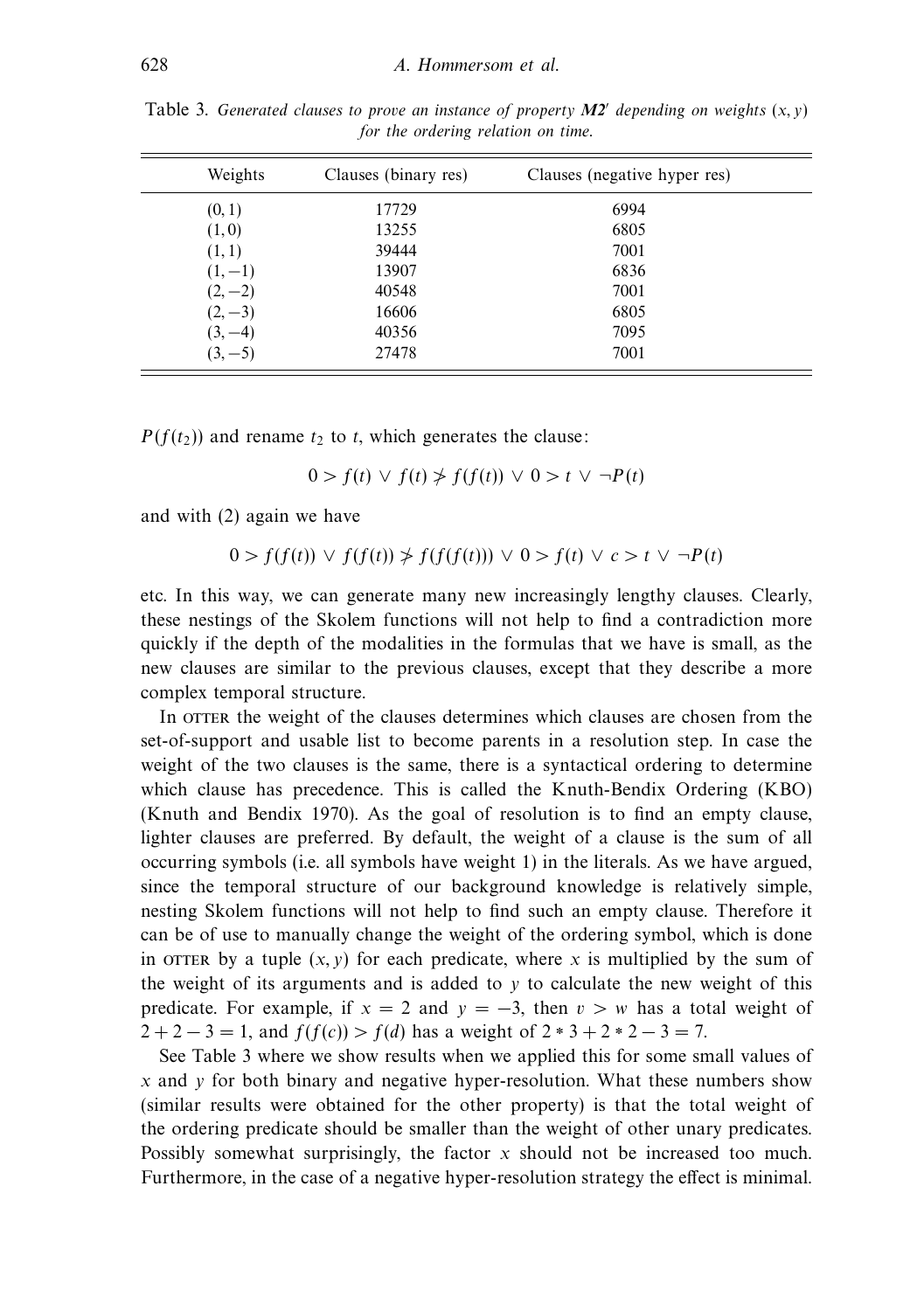Table 3. *Generated clauses to prove an instance of property **M2**′ depending on weights $(x, y)$ for the ordering relation on time.*

| Weights | Clauses (binary res) | Clauses (negative hyper res) |
|---|---|---|
| $(0, 1)$ | 17729 | 6994 |
| $(1, 0)$ | 13255 | 6805 |
| $(1, 1)$ | 39444 | 7001 |
| $(1, -1)$ | 13907 | 6836 |
| $(2, -2)$ | 40548 | 7001 |
| $(2, -3)$ | 16606 | 6805 |
| $(3, -4)$ | 40356 | 7095 |
| $(3, -5)$ | 27478 | 7001 |

$P(f(t_2))$ and rename $t_2$ to $t$, which generates the clause:

$$0 > f(t) \lor f(t) \not> f(f(t)) \lor 0 > t \lor \neg P(t)$$

and with (2) again we have

$$0 > f(f(t)) \lor f(f(t)) \not> f(f(f(t))) \lor 0 > f(t) \lor c > t \lor \neg P(t)$$

etc. In this way, we can generate many new increasingly lengthy clauses. Clearly, these nestings of the Skolem functions will not help to find a contradiction more quickly if the depth of the modalities in the formulas that we have is small, as the new clauses are similar to the previous clauses, except that they describe a more complex temporal structure.

In OTTER the weight of the clauses determines which clauses are chosen from the set-of-support and usable list to become parents in a resolution step. In case the weight of the two clauses is the same, there is a syntactical ordering to determine which clause has precedence. This is called the Knuth-Bendix Ordering (KBO) (Knuth and Bendix 1970). As the goal of resolution is to find an empty clause, lighter clauses are preferred. By default, the weight of a clause is the sum of all occurring symbols (i.e. all symbols have weight 1) in the literals. As we have argued, since the temporal structure of our background knowledge is relatively simple, nesting Skolem functions will not help to find such an empty clause. Therefore it can be of use to manually change the weight of the ordering symbol, which is done in OTTER by a tuple $(x, y)$ for each predicate, where $x$ is multiplied by the sum of the weight of its arguments and is added to $y$ to calculate the new weight of this predicate. For example, if $x = 2$ and $y = -3$, then $v > w$ has a total weight of $2 + 2 - 3 = 1$, and $f(f(c)) > f(d)$ has a weight of $2 * 3 + 2 * 2 - 3 = 7$.

See Table 3 where we show results when we applied this for some small values of $x$ and $y$ for both binary and negative hyper-resolution. What these numbers show (similar results were obtained for the other property) is that the total weight of the ordering predicate should be smaller than the weight of other unary predicates. Possibly somewhat surprisingly, the factor $x$ should not be increased too much. Furthermore, in the case of a negative hyper-resolution strategy the effect is minimal.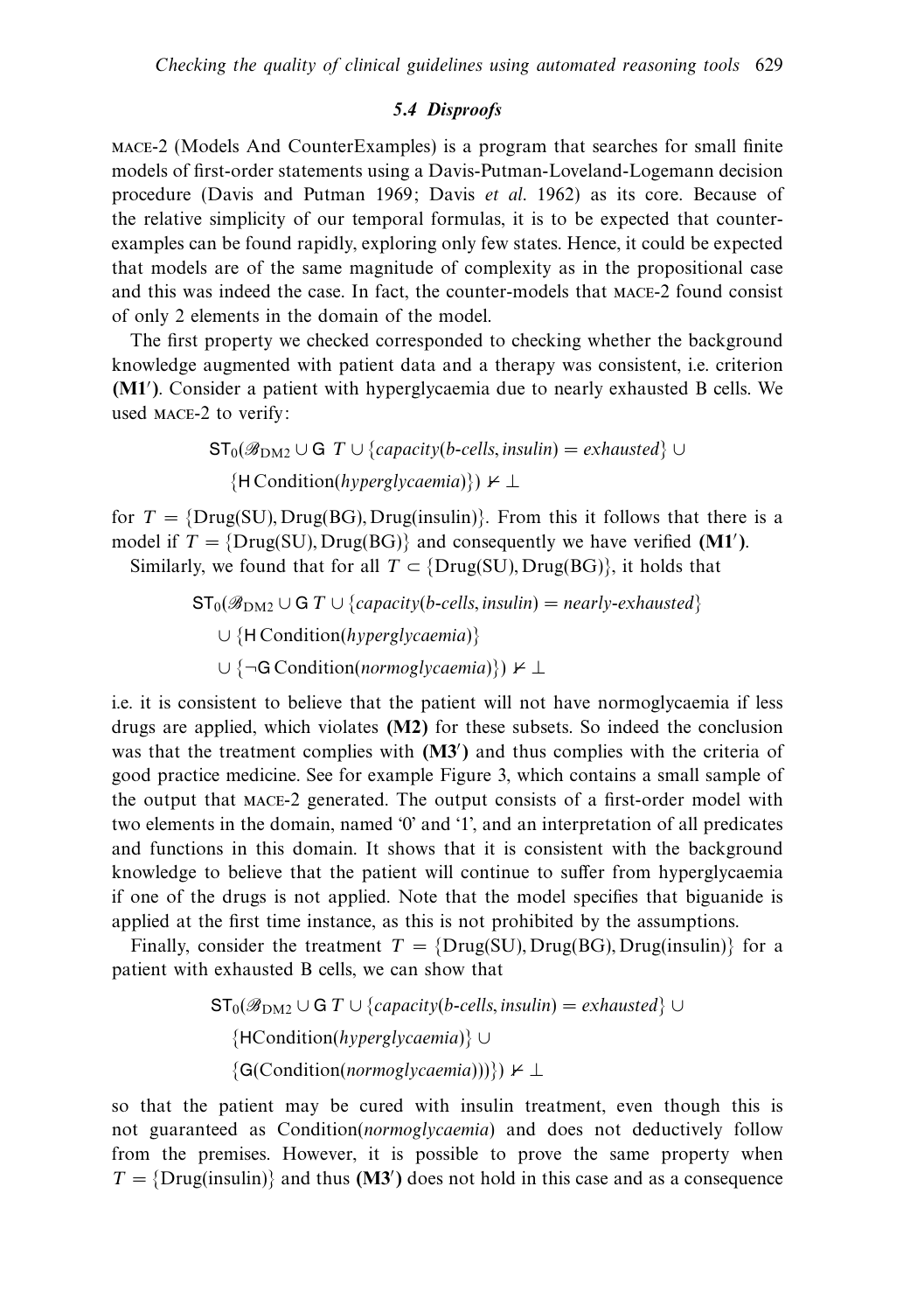### 5.4 Disproofs

MACE-2 (Models And CounterExamples) is a program that searches for small finite models of first-order statements using a Davis-Putman-Loveland-Logemann decision procedure (Davis and Putman 1969; Davis *et al.* 1962) as its core. Because of the relative simplicity of our temporal formulas, it is to be expected that counter-examples can be found rapidly, exploring only few states. Hence, it could be expected that models are of the same magnitude of complexity as in the propositional case and this was indeed the case. In fact, the counter-models that MACE-2 found consist of only 2 elements in the domain of the model.

The first property we checked corresponded to checking whether the background knowledge augmented with patient data and a therapy was consistent, i.e. criterion **(M1′)**. Consider a patient with hyperglycaemia due to nearly exhausted B cells. We used MACE-2 to verify:

$$\mathsf{ST}_0(\mathscr{B}_{\mathrm{DM2}} \cup \mathsf{G}\ T \cup \{\mathit{capacity}(\mathit{b\text{-}cells}, \mathit{insulin}) = \mathit{exhausted}\} \cup \{\mathsf{H}\,\mathrm{Condition}(\mathit{hyperglycaemia})\}) \nvdash \bot$$

for $T = \{\mathrm{Drug(SU)}, \mathrm{Drug(BG)}, \mathrm{Drug(insulin)}\}$. From this it follows that there is a model if $T = \{\mathrm{Drug(SU)}, \mathrm{Drug(BG)}\}$ and consequently we have verified **(M1′)**.

Similarly, we found that for all $T \subset \{\mathrm{Drug(SU)}, \mathrm{Drug(BG)}\}$, it holds that

$$\mathsf{ST}_0(\mathscr{B}_{\mathrm{DM2}} \cup \mathsf{G}\ T \cup \{\mathit{capacity}(\mathit{b\text{-}cells}, \mathit{insulin}) = \mathit{nearly\text{-}exhausted}\} \cup \{\mathsf{H}\,\mathrm{Condition}(\mathit{hyperglycaemia})\} \cup \{\neg\mathsf{G}\,\mathrm{Condition}(\mathit{normoglycaemia})\}) \nvdash \bot$$

i.e. it is consistent to believe that the patient will not have normoglycaemia if less drugs are applied, which violates **(M2)** for these subsets. So indeed the conclusion was that the treatment complies with **(M3′)** and thus complies with the criteria of good practice medicine. See for example Figure 3, which contains a small sample of the output that MACE-2 generated. The output consists of a first-order model with two elements in the domain, named '0' and '1', and an interpretation of all predicates and functions in this domain. It shows that it is consistent with the background knowledge to believe that the patient will continue to suffer from hyperglycaemia if one of the drugs is not applied. Note that the model specifies that biguanide is applied at the first time instance, as this is not prohibited by the assumptions.

Finally, consider the treatment $T = \{\mathrm{Drug(SU)}, \mathrm{Drug(BG)}, \mathrm{Drug(insulin)}\}$ for a patient with exhausted B cells, we can show that

$$\mathsf{ST}_0(\mathscr{B}_{\mathrm{DM2}} \cup \mathsf{G}\ T \cup \{\mathit{capacity}(\mathit{b\text{-}cells}, \mathit{insulin}) = \mathit{exhausted}\} \cup \{\mathsf{H}\mathrm{Condition}(\mathit{hyperglycaemia})\} \cup \{\mathsf{G}(\mathrm{Condition}(\mathit{normoglycaemia})))\}) \nvdash \bot$$

so that the patient may be cured with insulin treatment, even though this is not guaranteed as Condition(*normoglycaemia*) and does not deductively follow from the premises. However, it is possible to prove the same property when $T = \{\mathrm{Drug(insulin)}\}$ and thus **(M3′)** does not hold in this case and as a consequence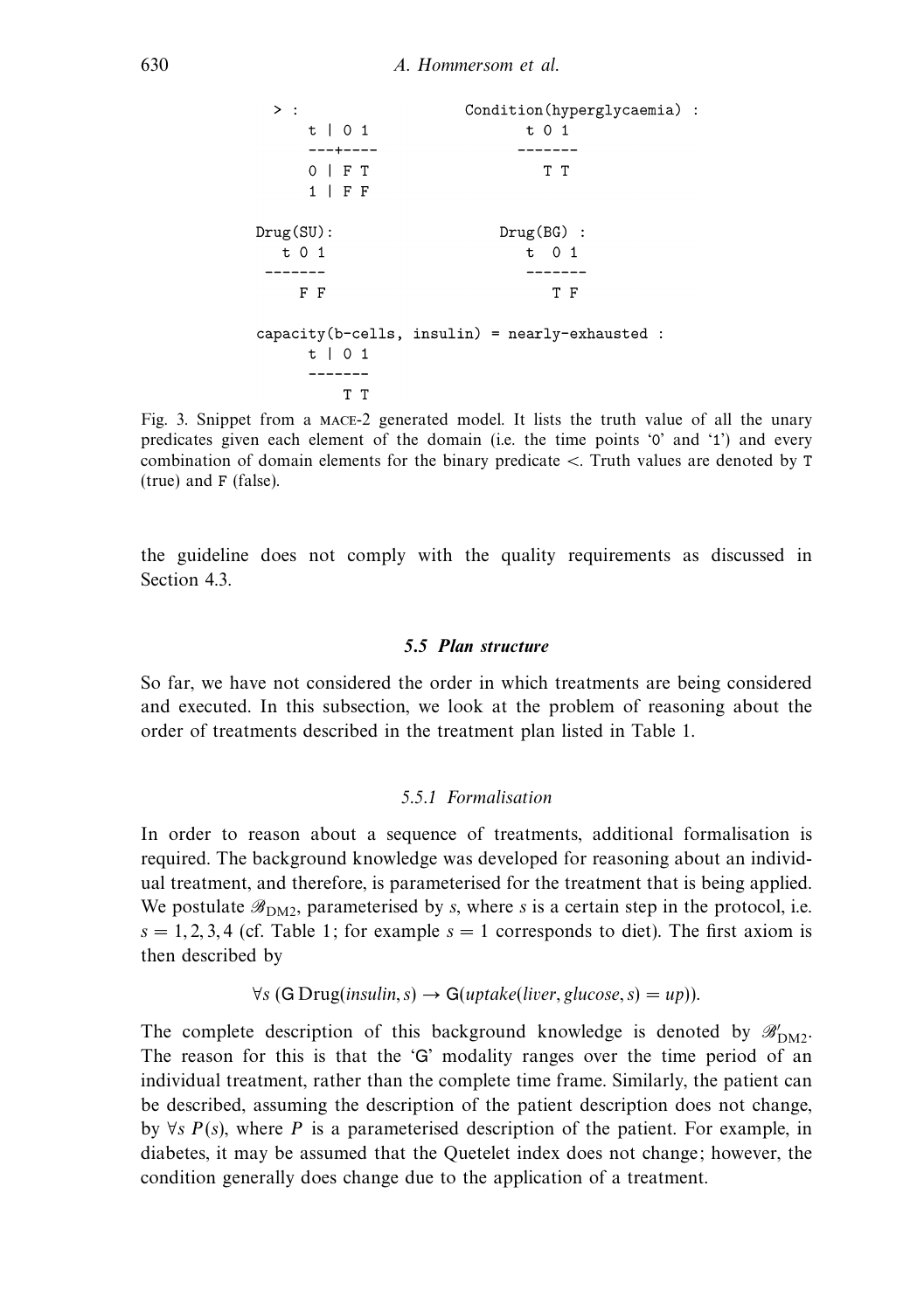```
  > :                    Condition(hyperglycaemia) :
      t | 0 1                  t 0 1
      ---+----                 -------
      0 | F T                    T T
      1 | F F

Drug(SU):                    Drug(BG) :
   t 0 1                        t  0 1
 -------                        -------
    F F                            T F

capacity(b-cells, insulin) = nearly-exhausted :
      t | 0 1
      -------
         T T
```

Fig. 3. Snippet from a MACE-2 generated model. It lists the truth value of all the unary predicates given each element of the domain (i.e. the time points '0' and '1') and every combination of domain elements for the binary predicate <. Truth values are denoted by T (true) and F (false).

the guideline does not comply with the quality requirements as discussed in Section 4.3.

### *5.5 Plan structure*

So far, we have not considered the order in which treatments are being considered and executed. In this subsection, we look at the problem of reasoning about the order of treatments described in the treatment plan listed in Table 1.

#### *5.5.1 Formalisation*

In order to reason about a sequence of treatments, additional formalisation is required. The background knowledge was developed for reasoning about an individual treatment, and therefore, is parameterised for the treatment that is being applied. We postulate $\mathscr{B}_{\mathrm{DM2}}$, parameterised by $s$, where $s$ is a certain step in the protocol, i.e. $s = 1, 2, 3, 4$ (cf. Table 1; for example $s = 1$ corresponds to diet). The first axiom is then described by

$$\forall s\,(\mathsf{G}\,\mathrm{Drug}(\mathit{insulin}, s) \rightarrow \mathsf{G}(\mathit{uptake}(\mathit{liver}, \mathit{glucose}, s) = \mathit{up})).$$

The complete description of this background knowledge is denoted by $\mathscr{B}'_{\mathrm{DM2}}$. The reason for this is that the 'G' modality ranges over the time period of an individual treatment, rather than the complete time frame. Similarly, the patient can be described, assuming the description of the patient description does not change, by $\forall s\, P(s)$, where $P$ is a parameterised description of the patient. For example, in diabetes, it may be assumed that the Quetelet index does not change; however, the condition generally does change due to the application of a treatment.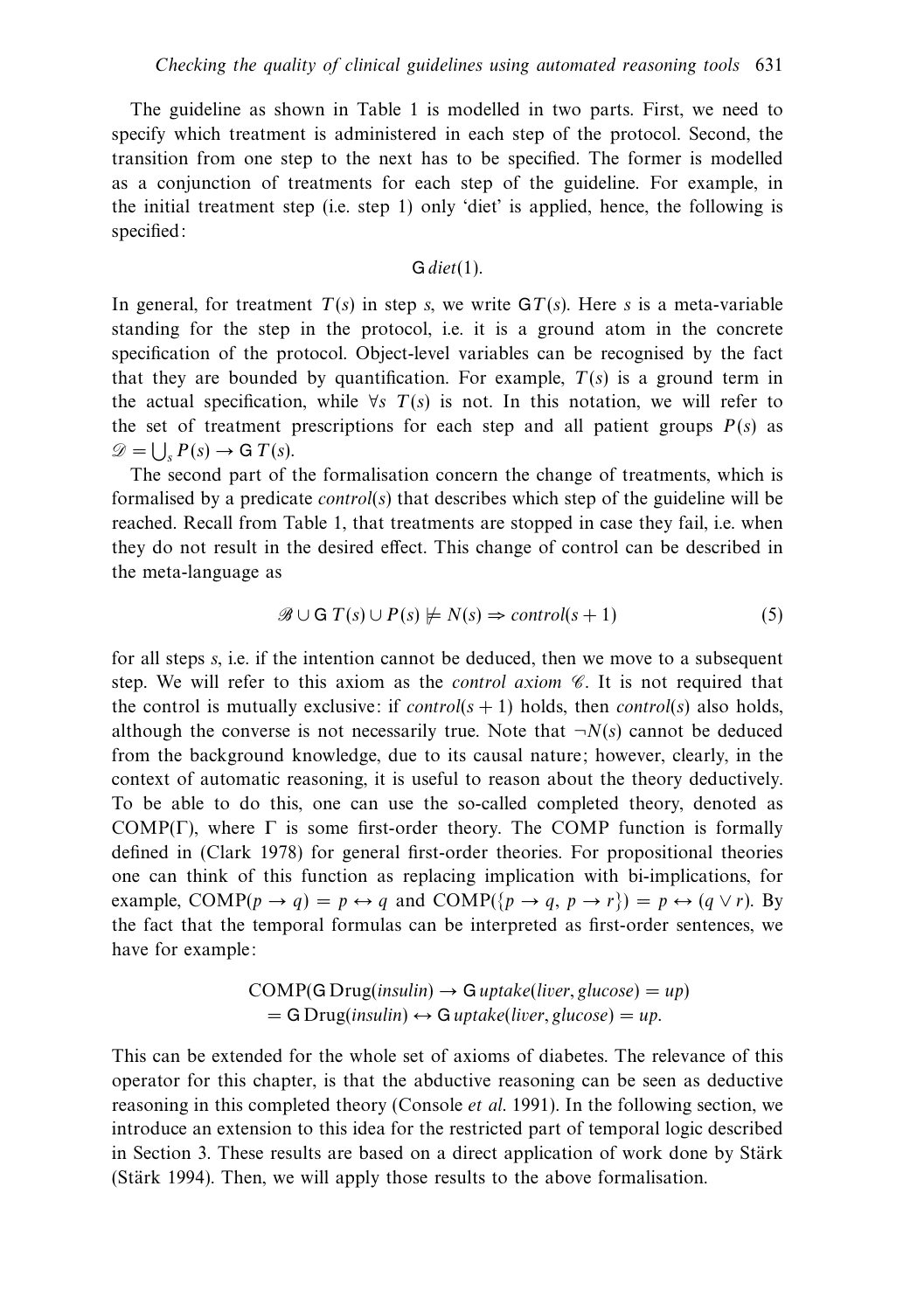The guideline as shown in Table 1 is modelled in two parts. First, we need to specify which treatment is administered in each step of the protocol. Second, the transition from one step to the next has to be specified. The former is modelled as a conjunction of treatments for each step of the guideline. For example, in the initial treatment step (i.e. step 1) only 'diet' is applied, hence, the following is specified:

$$\mathsf{G}\, diet(1).$$

In general, for treatment $T(s)$ in step $s$, we write $\mathsf{G}T(s)$. Here $s$ is a meta-variable standing for the step in the protocol, i.e. it is a ground atom in the concrete specification of the protocol. Object-level variables can be recognised by the fact that they are bounded by quantification. For example, $T(s)$ is a ground term in the actual specification, while $\forall s\ T(s)$ is not. In this notation, we will refer to the set of treatment prescriptions for each step and all patient groups $P(s)$ as $\mathscr{D} = \bigcup_s P(s) \rightarrow \mathsf{G}\, T(s)$.

The second part of the formalisation concern the change of treatments, which is formalised by a predicate *control*$(s)$ that describes which step of the guideline will be reached. Recall from Table 1, that treatments are stopped in case they fail, i.e. when they do not result in the desired effect. This change of control can be described in the meta-language as

$$\mathscr{B} \cup \mathsf{G}\, T(s) \cup P(s) \not\models N(s) \Rightarrow control(s+1) \tag{5}$$

for all steps $s$, i.e. if the intention cannot be deduced, then we move to a subsequent step. We will refer to this axiom as the *control axiom* $\mathscr{C}$. It is not required that the control is mutually exclusive: if $control(s+1)$ holds, then $control(s)$ also holds, although the converse is not necessarily true. Note that $\neg N(s)$ cannot be deduced from the background knowledge, due to its causal nature; however, clearly, in the context of automatic reasoning, it is useful to reason about the theory deductively. To be able to do this, one can use the so-called completed theory, denoted as $\mathrm{COMP}(\Gamma)$, where $\Gamma$ is some first-order theory. The COMP function is formally defined in (Clark 1978) for general first-order theories. For propositional theories one can think of this function as replacing implication with bi-implications, for example, $\mathrm{COMP}(p \rightarrow q) = p \leftrightarrow q$ and $\mathrm{COMP}(\{p \rightarrow q,\ p \rightarrow r\}) = p \leftrightarrow (q \vee r)$. By the fact that the temporal formulas can be interpreted as first-order sentences, we have for example:

$$\begin{aligned} &\mathrm{COMP}(\mathsf{G}\, \mathrm{Drug}(insulin) \rightarrow \mathsf{G}\, uptake(liver, glucose) = up) \\ &\quad = \mathsf{G}\, \mathrm{Drug}(insulin) \leftrightarrow \mathsf{G}\, uptake(liver, glucose) = up. \end{aligned}$$

This can be extended for the whole set of axioms of diabetes. The relevance of this operator for this chapter, is that the abductive reasoning can be seen as deductive reasoning in this completed theory (Console *et al.* 1991). In the following section, we introduce an extension to this idea for the restricted part of temporal logic described in Section 3. These results are based on a direct application of work done by Stärk (Stärk 1994). Then, we will apply those results to the above formalisation.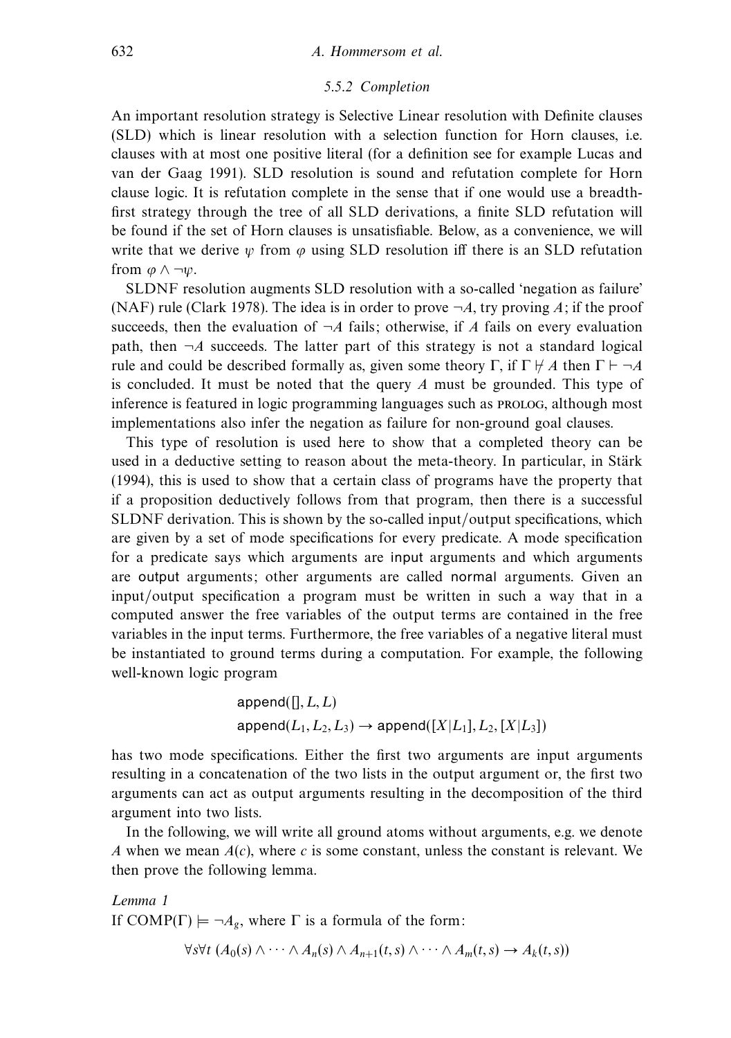### 5.5.2 Completion

An important resolution strategy is Selective Linear resolution with Definite clauses (SLD) which is linear resolution with a selection function for Horn clauses, i.e. clauses with at most one positive literal (for a definition see for example Lucas and van der Gaag 1991). SLD resolution is sound and refutation complete for Horn clause logic. It is refutation complete in the sense that if one would use a breadth-first strategy through the tree of all SLD derivations, a finite SLD refutation will be found if the set of Horn clauses is unsatisfiable. Below, as a convenience, we will write that we derive $\psi$ from $\varphi$ using SLD resolution iff there is an SLD refutation from $\varphi \wedge \neg\psi$.

SLDNF resolution augments SLD resolution with a so-called 'negation as failure' (NAF) rule (Clark 1978). The idea is in order to prove $\neg A$, try proving $A$; if the proof succeeds, then the evaluation of $\neg A$ fails; otherwise, if $A$ fails on every evaluation path, then $\neg A$ succeeds. The latter part of this strategy is not a standard logical rule and could be described formally as, given some theory $\Gamma$, if $\Gamma \nvdash A$ then $\Gamma \vdash \neg A$ is concluded. It must be noted that the query $A$ must be grounded. This type of inference is featured in logic programming languages such as PROLOG, although most implementations also infer the negation as failure for non-ground goal clauses.

This type of resolution is used here to show that a completed theory can be used in a deductive setting to reason about the meta-theory. In particular, in Stärk (1994), this is used to show that a certain class of programs have the property that if a proposition deductively follows from that program, then there is a successful SLDNF derivation. This is shown by the so-called input/output specifications, which are given by a set of mode specifications for every predicate. A mode specification for a predicate says which arguments are input arguments and which arguments are output arguments; other arguments are called normal arguments. Given an input/output specification a program must be written in such a way that in a computed answer the free variables of the output terms are contained in the free variables in the input terms. Furthermore, the free variables of a negative literal must be instantiated to ground terms during a computation. For example, the following well-known logic program

$$\mathsf{append}([], L, L)$$
$$\mathsf{append}(L_1, L_2, L_3) \rightarrow \mathsf{append}([X|L_1], L_2, [X|L_3])$$

has two mode specifications. Either the first two arguments are input arguments resulting in a concatenation of the two lists in the output argument or, the first two arguments can act as output arguments resulting in the decomposition of the third argument into two lists.

In the following, we will write all ground atoms without arguments, e.g. we denote $A$ when we mean $A(c)$, where $c$ is some constant, unless the constant is relevant. We then prove the following lemma.

*Lemma 1*

If $\mathrm{COMP}(\Gamma) \models \neg A_g$, where $\Gamma$ is a formula of the form:

$$\forall s \forall t\ (A_0(s) \wedge \cdots \wedge A_n(s) \wedge A_{n+1}(t, s) \wedge \cdots \wedge A_m(t, s) \rightarrow A_k(t, s))$$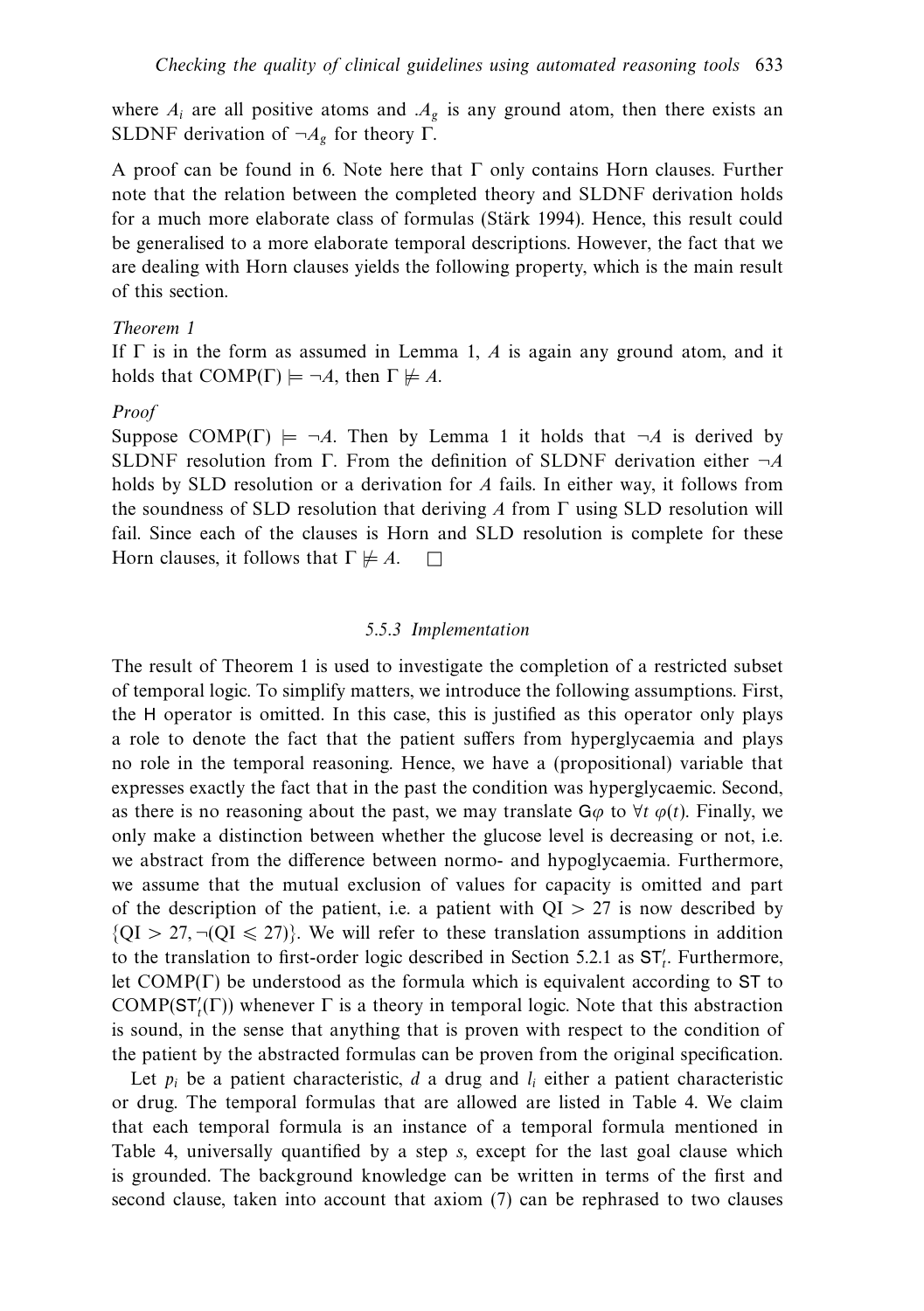where $A_i$ are all positive atoms and $A_g$ is any ground atom, then there exists an SLDNF derivation of $\neg A_g$ for theory $\Gamma$.

A proof can be found in 6. Note here that $\Gamma$ only contains Horn clauses. Further note that the relation between the completed theory and SLDNF derivation holds for a much more elaborate class of formulas (Stärk 1994). Hence, this result could be generalised to a more elaborate temporal descriptions. However, the fact that we are dealing with Horn clauses yields the following property, which is the main result of this section.

*Theorem 1*

If $\Gamma$ is in the form as assumed in Lemma 1, $A$ is again any ground atom, and it holds that $\text{COMP}(\Gamma) \models \neg A$, then $\Gamma \not\models A$.

*Proof*

Suppose $\text{COMP}(\Gamma) \models \neg A$. Then by Lemma 1 it holds that $\neg A$ is derived by SLDNF resolution from $\Gamma$. From the definition of SLDNF derivation either $\neg A$ holds by SLD resolution or a derivation for $A$ fails. In either way, it follows from the soundness of SLD resolution that deriving $A$ from $\Gamma$ using SLD resolution will fail. Since each of the clauses is Horn and SLD resolution is complete for these Horn clauses, it follows that $\Gamma \not\models A$. □

### 5.5.3 Implementation

The result of Theorem 1 is used to investigate the completion of a restricted subset of temporal logic. To simplify matters, we introduce the following assumptions. First, the $\mathsf{H}$ operator is omitted. In this case, this is justified as this operator only plays a role to denote the fact that the patient suffers from hyperglycaemia and plays no role in the temporal reasoning. Hence, we have a (propositional) variable that expresses exactly the fact that in the past the condition was hyperglycaemic. Second, as there is no reasoning about the past, we may translate $\mathsf{G}\varphi$ to $\forall t\ \varphi(t)$. Finally, we only make a distinction between whether the glucose level is decreasing or not, i.e. we abstract from the difference between normo- and hypoglycaemia. Furthermore, we assume that the mutual exclusion of values for capacity is omitted and part of the description of the patient, i.e. a patient with $\text{QI} > 27$ is now described by $\{\text{QI} > 27, \neg(\text{QI} \leqslant 27)\}$. We will refer to these translation assumptions in addition to the translation to first-order logic described in Section 5.2.1 as $\mathsf{ST}'_t$. Furthermore, let $\text{COMP}(\Gamma)$ be understood as the formula which is equivalent according to $\mathsf{ST}$ to $\text{COMP}(\mathsf{ST}'_t(\Gamma))$ whenever $\Gamma$ is a theory in temporal logic. Note that this abstraction is sound, in the sense that anything that is proven with respect to the condition of the patient by the abstracted formulas can be proven from the original specification.

Let $p_i$ be a patient characteristic, $d$ a drug and $l_i$ either a patient characteristic or drug. The temporal formulas that are allowed are listed in Table 4. We claim that each temporal formula is an instance of a temporal formula mentioned in Table 4, universally quantified by a step $s$, except for the last goal clause which is grounded. The background knowledge can be written in terms of the first and second clause, taken into account that axiom (7) can be rephrased to two clauses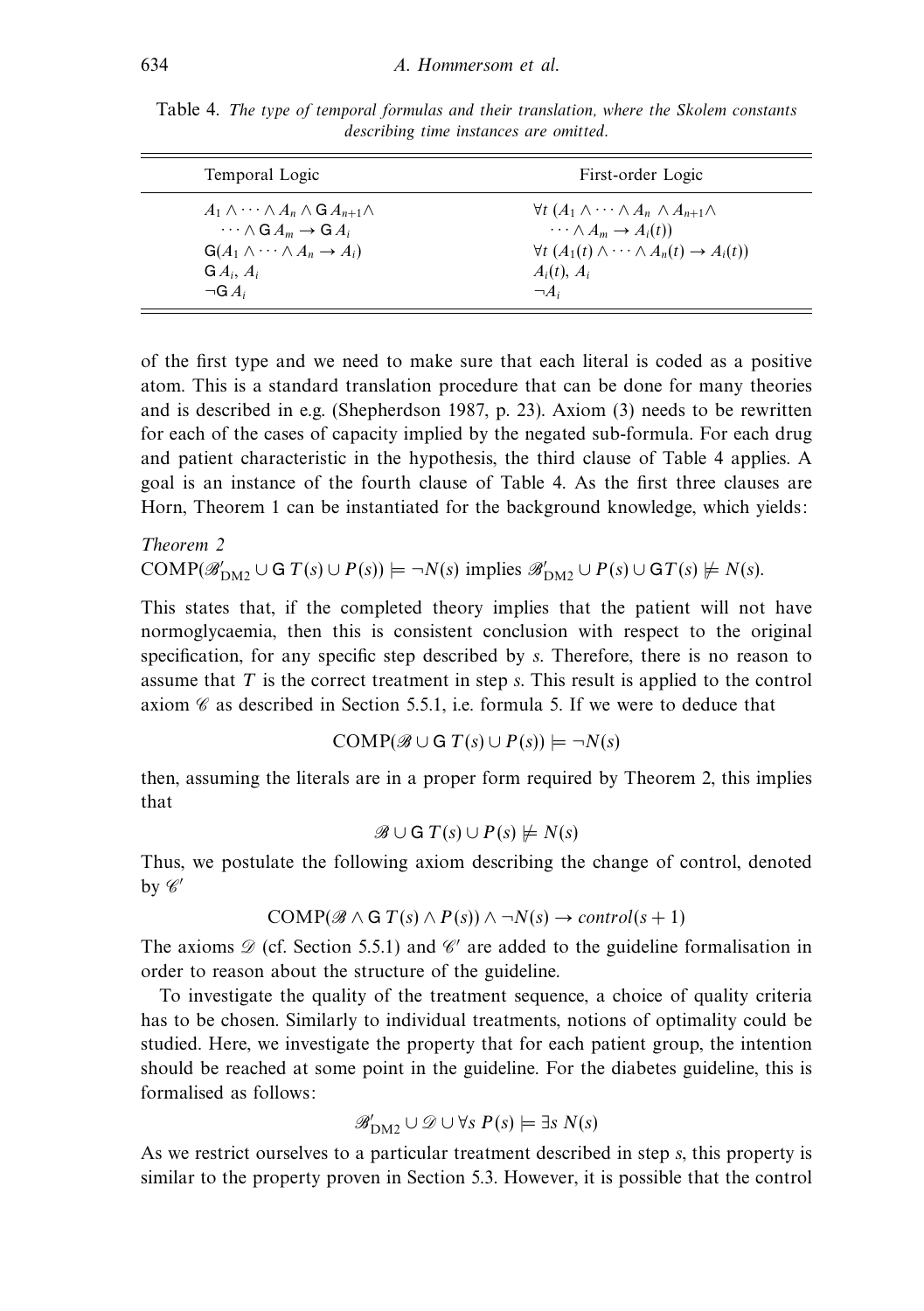Table 4. *The type of temporal formulas and their translation, where the Skolem constants describing time instances are omitted.*

| Temporal Logic | First-order Logic |
|---|---|
| $A_1 \wedge \cdots \wedge A_n \wedge \mathsf{G}\, A_{n+1} \wedge$ $\cdots \wedge \mathsf{G}\, A_m \rightarrow \mathsf{G}\, A_i$ | $\forall t\ (A_1 \wedge \cdots \wedge A_n\ \wedge A_{n+1} \wedge$ $\cdots \wedge A_m \rightarrow A_i(t))$ |
| $\mathsf{G}(A_1 \wedge \cdots \wedge A_n \rightarrow A_i)$ | $\forall t\ (A_1(t) \wedge \cdots \wedge A_n(t) \rightarrow A_i(t))$ |
| $\mathsf{G}\, A_i$, $A_i$ | $A_i(t)$, $A_i$ |
| $\neg \mathsf{G}\, A_i$ | $\neg A_i$ |

of the first type and we need to make sure that each literal is coded as a positive atom. This is a standard translation procedure that can be done for many theories and is described in e.g. (Shepherdson 1987, p. 23). Axiom (3) needs to be rewritten for each of the cases of capacity implied by the negated sub-formula. For each drug and patient characteristic in the hypothesis, the third clause of Table 4 applies. A goal is an instance of the fourth clause of Table 4. As the first three clauses are Horn, Theorem 1 can be instantiated for the background knowledge, which yields:

*Theorem 2*
$\mathrm{COMP}(\mathscr{B}'_{\mathrm{DM2}} \cup \mathsf{G}\, T(s) \cup P(s)) \models \neg N(s)$ implies $\mathscr{B}'_{\mathrm{DM2}} \cup P(s) \cup \mathsf{G} T(s) \not\models N(s)$.

This states that, if the completed theory implies that the patient will not have normoglycaemia, then this is consistent conclusion with respect to the original specification, for any specific step described by $s$. Therefore, there is no reason to assume that $T$ is the correct treatment in step $s$. This result is applied to the control axiom $\mathscr{C}$ as described in Section 5.5.1, i.e. formula 5. If we were to deduce that

$$\mathrm{COMP}(\mathscr{B} \cup \mathsf{G}\, T(s) \cup P(s)) \models \neg N(s)$$

then, assuming the literals are in a proper form required by Theorem 2, this implies that

$$\mathscr{B} \cup \mathsf{G}\, T(s) \cup P(s) \not\models N(s)$$

Thus, we postulate the following axiom describing the change of control, denoted by $\mathscr{C}'$

$$\mathrm{COMP}(\mathscr{B} \wedge \mathsf{G}\, T(s) \wedge P(s)) \wedge \neg N(s) \rightarrow \mathit{control}(s+1)$$

The axioms $\mathscr{D}$ (cf. Section 5.5.1) and $\mathscr{C}'$ are added to the guideline formalisation in order to reason about the structure of the guideline.

To investigate the quality of the treatment sequence, a choice of quality criteria has to be chosen. Similarly to individual treatments, notions of optimality could be studied. Here, we investigate the property that for each patient group, the intention should be reached at some point in the guideline. For the diabetes guideline, this is formalised as follows:

$$\mathscr{B}'_{\mathrm{DM2}} \cup \mathscr{D} \cup \forall s\ P(s) \models \exists s\ N(s)$$

As we restrict ourselves to a particular treatment described in step $s$, this property is similar to the property proven in Section 5.3. However, it is possible that the control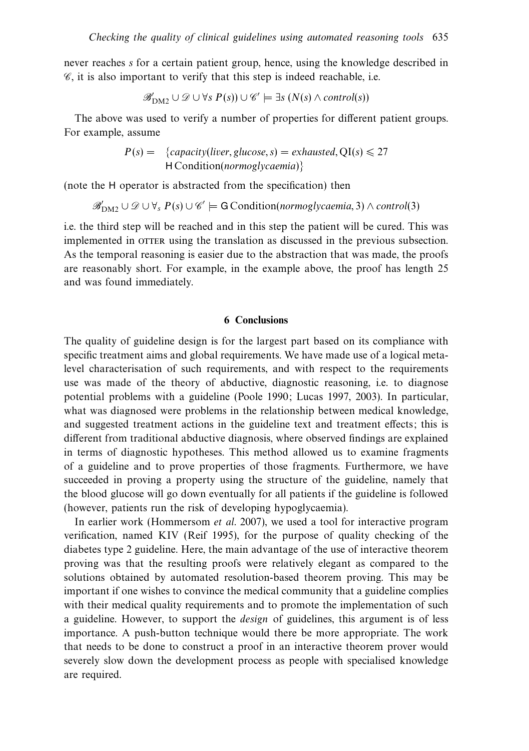never reaches $s$ for a certain patient group, hence, using the knowledge described in $\mathscr{C}$, it is also important to verify that this step is indeed reachable, i.e.

$$\mathscr{B}'_{\text{DM2}} \cup \mathscr{D} \cup \forall s\, P(s)) \cup \mathscr{C}' \models \exists s\, (N(s) \wedge control(s))$$

The above was used to verify a number of properties for different patient groups. For example, assume

$$P(s) = \quad \{capacity(liver, glucose, s) = exhausted, \text{QI}(s) \leqslant 27 \\ \mathsf{H}\, \text{Condition}(normoglycaemia)\}$$

(note the $\mathsf{H}$ operator is abstracted from the specification) then

$$\mathscr{B}'_{\text{DM2}} \cup \mathscr{D} \cup \forall_s\, P(s) \cup \mathscr{C}' \models \mathsf{G}\, \text{Condition}(normoglycaemia, 3) \wedge control(3)$$

i.e. the third step will be reached and in this step the patient will be cured. This was implemented in OTTER using the translation as discussed in the previous subsection. As the temporal reasoning is easier due to the abstraction that was made, the proofs are reasonably short. For example, in the example above, the proof has length 25 and was found immediately.

## 6 Conclusions

The quality of guideline design is for the largest part based on its compliance with specific treatment aims and global requirements. We have made use of a logical meta-level characterisation of such requirements, and with respect to the requirements use was made of the theory of abductive, diagnostic reasoning, i.e. to diagnose potential problems with a guideline (Poole 1990; Lucas 1997, 2003). In particular, what was diagnosed were problems in the relationship between medical knowledge, and suggested treatment actions in the guideline text and treatment effects; this is different from traditional abductive diagnosis, where observed findings are explained in terms of diagnostic hypotheses. This method allowed us to examine fragments of a guideline and to prove properties of those fragments. Furthermore, we have succeeded in proving a property using the structure of the guideline, namely that the blood glucose will go down eventually for all patients if the guideline is followed (however, patients run the risk of developing hypoglycaemia).

In earlier work (Hommersom *et al.* 2007), we used a tool for interactive program verification, named KIV (Reif 1995), for the purpose of quality checking of the diabetes type 2 guideline. Here, the main advantage of the use of interactive theorem proving was that the resulting proofs were relatively elegant as compared to the solutions obtained by automated resolution-based theorem proving. This may be important if one wishes to convince the medical community that a guideline complies with their medical quality requirements and to promote the implementation of such a guideline. However, to support the *design* of guidelines, this argument is of less importance. A push-button technique would there be more appropriate. The work that needs to be done to construct a proof in an interactive theorem prover would severely slow down the development process as people with specialised knowledge are required.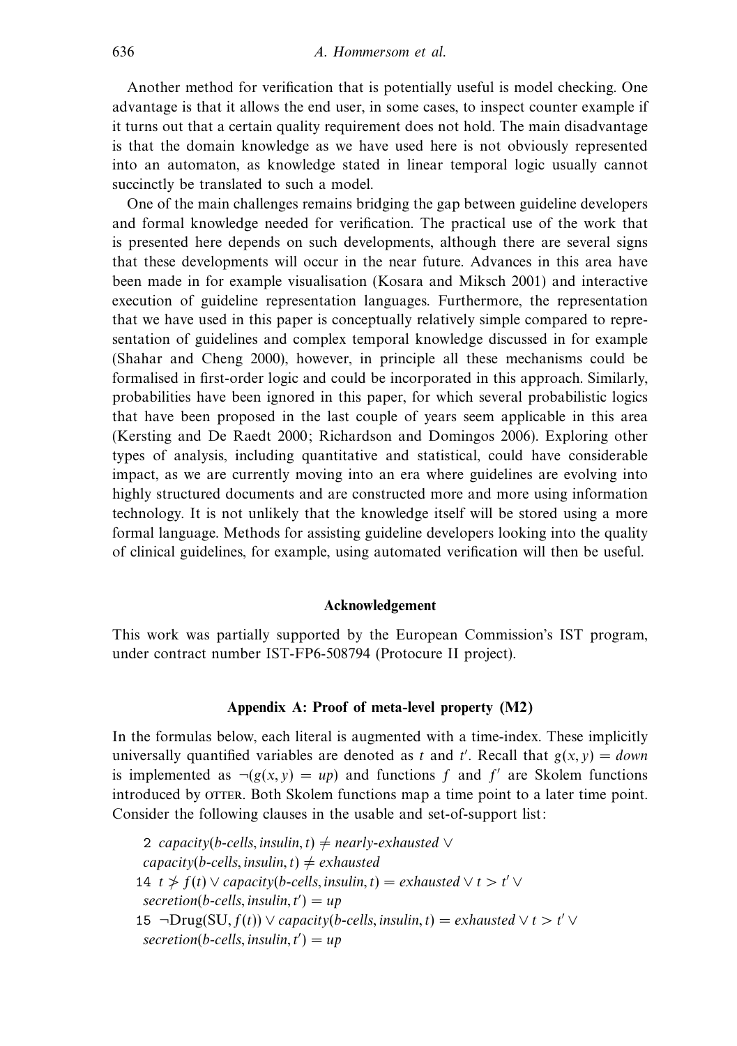Another method for verification that is potentially useful is model checking. One advantage is that it allows the end user, in some cases, to inspect counter example if it turns out that a certain quality requirement does not hold. The main disadvantage is that the domain knowledge as we have used here is not obviously represented into an automaton, as knowledge stated in linear temporal logic usually cannot succinctly be translated to such a model.

One of the main challenges remains bridging the gap between guideline developers and formal knowledge needed for verification. The practical use of the work that is presented here depends on such developments, although there are several signs that these developments will occur in the near future. Advances in this area have been made in for example visualisation (Kosara and Miksch 2001) and interactive execution of guideline representation languages. Furthermore, the representation that we have used in this paper is conceptually relatively simple compared to representation of guidelines and complex temporal knowledge discussed in for example (Shahar and Cheng 2000), however, in principle all these mechanisms could be formalised in first-order logic and could be incorporated in this approach. Similarly, probabilities have been ignored in this paper, for which several probabilistic logics that have been proposed in the last couple of years seem applicable in this area (Kersting and De Raedt 2000; Richardson and Domingos 2006). Exploring other types of analysis, including quantitative and statistical, could have considerable impact, as we are currently moving into an era where guidelines are evolving into highly structured documents and are constructed more and more using information technology. It is not unlikely that the knowledge itself will be stored using a more formal language. Methods for assisting guideline developers looking into the quality of clinical guidelines, for example, using automated verification will then be useful.

## Acknowledgement

This work was partially supported by the European Commission's IST program, under contract number IST-FP6-508794 (Protocure II project).

## Appendix A: Proof of meta-level property (M2)

In the formulas below, each literal is augmented with a time-index. These implicitly universally quantified variables are denoted as $t$ and $t'$. Recall that $g(x, y) = down$ is implemented as $\neg(g(x, y) = up)$ and functions $f$ and $f'$ are Skolem functions introduced by OTTER. Both Skolem functions map a time point to a later time point. Consider the following clauses in the usable and set-of-support list:

2 $capacity(b\text{-}cells, insulin, t) \neq nearly\text{-}exhausted \vee capacity(b\text{-}cells, insulin, t) \neq exhausted$

14 $t \not> f(t) \vee capacity(b\text{-}cells, insulin, t) = exhausted \vee t > t' \vee secretion(b\text{-}cells, insulin, t') = up$

15 $\neg\text{Drug}(\text{SU}, f(t)) \vee capacity(b\text{-}cells, insulin, t) = exhausted \vee t > t' \vee secretion(b\text{-}cells, insulin, t') = up$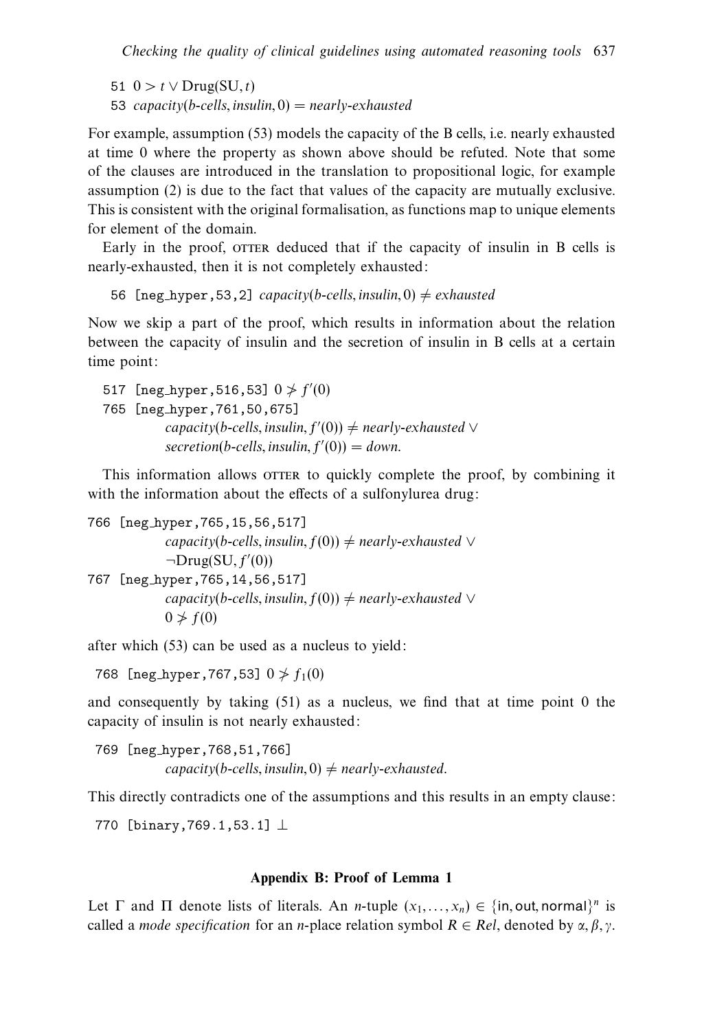51 $0 > t \vee \mathrm{Drug}(\mathrm{SU}, t)$
53 $capacity(b\text{-}cells, insulin, 0) = nearly\text{-}exhausted$

For example, assumption (53) models the capacity of the B cells, i.e. nearly exhausted at time 0 where the property as shown above should be refuted. Note that some of the clauses are introduced in the translation to propositional logic, for example assumption (2) is due to the fact that values of the capacity are mutually exclusive. This is consistent with the original formalisation, as functions map to unique elements for element of the domain.

Early in the proof, OTTER deduced that if the capacity of insulin in B cells is nearly-exhausted, then it is not completely exhausted:

56 [neg_hyper,53,2] $capacity(b\text{-}cells, insulin, 0) \neq exhausted$

Now we skip a part of the proof, which results in information about the relation between the capacity of insulin and the secretion of insulin in B cells at a certain time point:

517 [neg_hyper,516,53] $0 \not> f'(0)$
765 [neg_hyper,761,50,675]
$capacity(b\text{-}cells, insulin, f'(0)) \neq nearly\text{-}exhausted \vee$
$secretion(b\text{-}cells, insulin, f'(0)) = down.$

This information allows OTTER to quickly complete the proof, by combining it with the information about the effects of a sulfonylurea drug:

766 [neg_hyper,765,15,56,517]
$capacity(b\text{-}cells, insulin, f(0)) \neq nearly\text{-}exhausted \vee$
$\neg\mathrm{Drug}(\mathrm{SU}, f'(0))$
767 [neg_hyper,765,14,56,517]
$capacity(b\text{-}cells, insulin, f(0)) \neq nearly\text{-}exhausted \vee$
$0 \not> f(0)$

after which (53) can be used as a nucleus to yield:

768 [neg_hyper,767,53] $0 \not> f_1(0)$

and consequently by taking (51) as a nucleus, we find that at time point 0 the capacity of insulin is not nearly exhausted:

769 [neg_hyper,768,51,766]
$capacity(b\text{-}cells, insulin, 0) \neq nearly\text{-}exhausted.$

This directly contradicts one of the assumptions and this results in an empty clause:

770 [binary,769.1,53.1] $\perp$

## Appendix B: Proof of Lemma 1

Let $\Gamma$ and $\Pi$ denote lists of literals. An $n$-tuple $(x_1, \ldots, x_n) \in \{\mathsf{in}, \mathsf{out}, \mathsf{normal}\}^n$ is called a *mode specification* for an $n$-place relation symbol $R \in Rel$, denoted by $\alpha, \beta, \gamma$.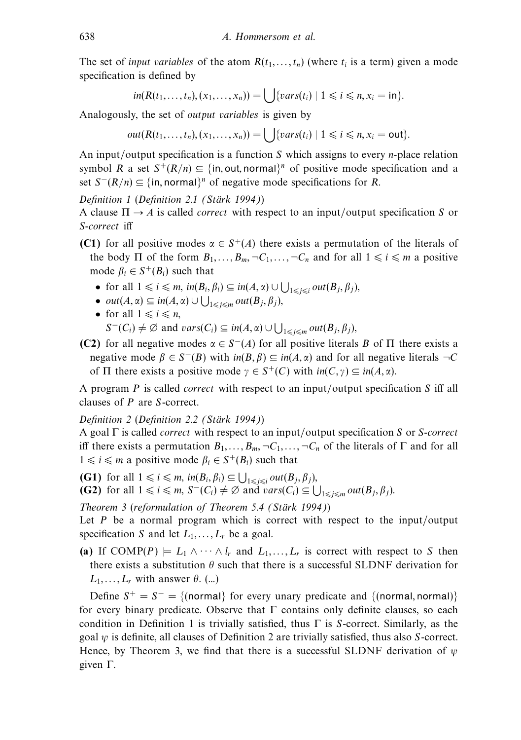The set of *input variables* of the atom $R(t_1, \ldots, t_n)$ (where $t_i$ is a term) given a mode specification is defined by

$$in(R(t_1, \ldots, t_n), (x_1, \ldots, x_n)) = \bigcup \{vars(t_i) \mid 1 \leqslant i \leqslant n, x_i = \mathsf{in}\}.$$

Analogously, the set of *output variables* is given by

$$out(R(t_1, \ldots, t_n), (x_1, \ldots, x_n)) = \bigcup \{vars(t_i) \mid 1 \leqslant i \leqslant n, x_i = \mathsf{out}\}.$$

An input/output specification is a function $S$ which assigns to every $n$-place relation symbol $R$ a set $S^+(R/n) \subseteq \{\mathsf{in}, \mathsf{out}, \mathsf{normal}\}^n$ of positive mode specification and a set $S^-(R/n) \subseteq \{\mathsf{in}, \mathsf{normal}\}^n$ of negative mode specifications for $R$.

*Definition 1* (*Definition 2.1 (Stärk 1994)*)
A clause $\Pi \rightarrow A$ is called *correct* with respect to an input/output specification $S$ or *S-correct* iff

**(C1)** for all positive modes $\alpha \in S^+(A)$ there exists a permutation of the literals of the body $\Pi$ of the form $B_1, \ldots, B_m, \neg C_1, \ldots, \neg C_n$ and for all $1 \leqslant i \leqslant m$ a positive mode $\beta_i \in S^+(B_i)$ such that

- for all $1 \leqslant i \leqslant m$, $in(B_i, \beta_i) \subseteq in(A, \alpha) \cup \bigcup_{1 \leqslant j < i} out(B_j, \beta_j)$,
- $out(A, \alpha) \subseteq in(A, \alpha) \cup \bigcup_{1 \leqslant j \leqslant m} out(B_j, \beta_j)$,
- for all $1 \leqslant i \leqslant n$,
  $S^-(C_i) \neq \emptyset$ and $vars(C_i) \subseteq in(A, \alpha) \cup \bigcup_{1 \leqslant j \leqslant m} out(B_j, \beta_j)$,

**(C2)** for all negative modes $\alpha \in S^-(A)$ for all positive literals $B$ of $\Pi$ there exists a negative mode $\beta \in S^-(B)$ with $in(B, \beta) \subseteq in(A, \alpha)$ and for all negative literals $\neg C$ of $\Pi$ there exists a positive mode $\gamma \in S^+(C)$ with $in(C, \gamma) \subseteq in(A, \alpha)$.

A program $P$ is called *correct* with respect to an input/output specification $S$ iff all clauses of $P$ are $S$-correct.

*Definition 2* (*Definition 2.2 (Stärk 1994)*)
A goal $\Gamma$ is called *correct* with respect to an input/output specification $S$ or *S-correct* iff there exists a permutation $B_1, \ldots, B_m, \neg C_1, \ldots, \neg C_n$ of the literals of $\Gamma$ and for all $1 \leqslant i \leqslant m$ a positive mode $\beta_i \in S^+(B_i)$ such that

**(G1)** for all $1 \leqslant i \leqslant m$, $in(B_i, \beta_i) \subseteq \bigcup_{1 \leqslant j < i} out(B_j, \beta_j)$,
**(G2)** for all $1 \leqslant i \leqslant m$, $S^-(C_i) \neq \emptyset$ and $vars(C_i) \subseteq \bigcup_{1 \leqslant j \leqslant m} out(B_j, \beta_j)$.

*Theorem 3* (*reformulation of Theorem 5.4 (Stärk 1994)*)
Let $P$ be a normal program which is correct with respect to the input/output specification $S$ and let $L_1, \ldots, L_r$ be a goal.

**(a)** If $\mathrm{COMP}(P) \models L_1 \wedge \cdots \wedge l_r$ and $L_1, \ldots, L_r$ is correct with respect to $S$ then there exists a substitution $\theta$ such that there is a successful SLDNF derivation for $L_1, \ldots, L_r$ with answer $\theta$. (...)

Define $S^+ = S^- = \{(\mathsf{normal}\}$ for every unary predicate and $\{(\mathsf{normal}, \mathsf{normal})\}$ for every binary predicate. Observe that $\Gamma$ contains only definite clauses, so each condition in Definition 1 is trivially satisfied, thus $\Gamma$ is $S$-correct. Similarly, as the goal $\psi$ is definite, all clauses of Definition 2 are trivially satisfied, thus also $S$-correct. Hence, by Theorem 3, we find that there is a successful SLDNF derivation of $\psi$ given $\Gamma$.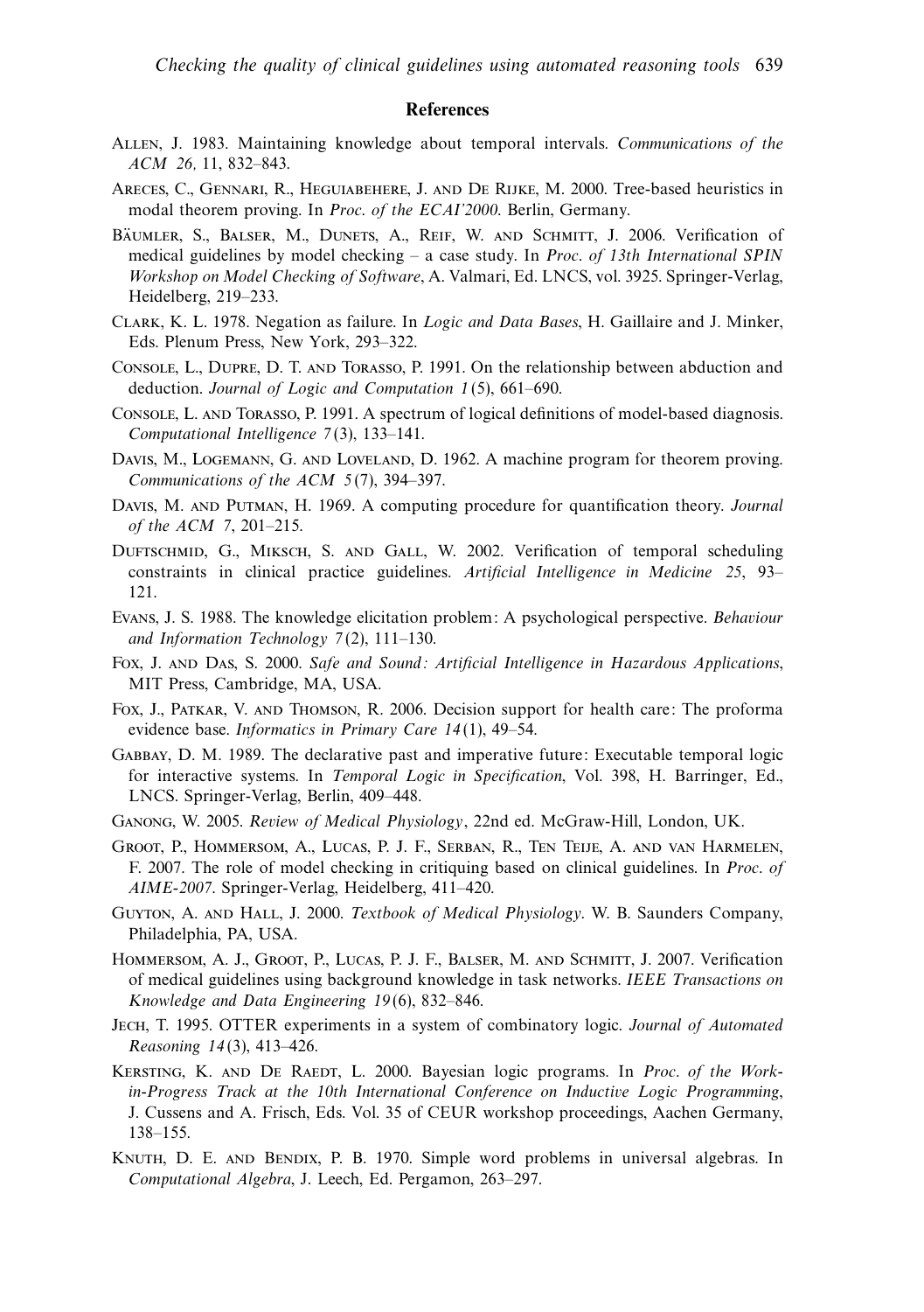## References

Allen, J. 1983. Maintaining knowledge about temporal intervals. *Communications of the ACM 26,* 11, 832–843.

Areces, C., Gennari, R., Heguiabehere, J. and De Rijke, M. 2000. Tree-based heuristics in modal theorem proving. In *Proc. of the ECAI'2000*. Berlin, Germany.

Bäumler, S., Balser, M., Dunets, A., Reif, W. and Schmitt, J. 2006. Verification of medical guidelines by model checking – a case study. In *Proc. of 13th International SPIN Workshop on Model Checking of Software*, A. Valmari, Ed. LNCS, vol. 3925. Springer-Verlag, Heidelberg, 219–233.

Clark, K. L. 1978. Negation as failure. In *Logic and Data Bases*, H. Gaillaire and J. Minker, Eds. Plenum Press, New York, 293–322.

Console, L., Dupre, D. T. and Torasso, P. 1991. On the relationship between abduction and deduction. *Journal of Logic and Computation 1* (5), 661–690.

Console, L. and Torasso, P. 1991. A spectrum of logical definitions of model-based diagnosis. *Computational Intelligence 7* (3), 133–141.

Davis, M., Logemann, G. and Loveland, D. 1962. A machine program for theorem proving. *Communications of the ACM 5* (7), 394–397.

Davis, M. and Putman, H. 1969. A computing procedure for quantification theory. *Journal of the ACM 7*, 201–215.

Duftschmid, G., Miksch, S. and Gall, W. 2002. Verification of temporal scheduling constraints in clinical practice guidelines. *Artificial Intelligence in Medicine 25*, 93–121.

Evans, J. S. 1988. The knowledge elicitation problem: A psychological perspective. *Behaviour and Information Technology 7* (2), 111–130.

Fox, J. and Das, S. 2000. *Safe and Sound: Artificial Intelligence in Hazardous Applications*, MIT Press, Cambridge, MA, USA.

Fox, J., Patkar, V. and Thomson, R. 2006. Decision support for health care: The proforma evidence base. *Informatics in Primary Care 14* (1), 49–54.

Gabbay, D. M. 1989. The declarative past and imperative future: Executable temporal logic for interactive systems. In *Temporal Logic in Specification*, Vol. 398, H. Barringer, Ed., LNCS. Springer-Verlag, Berlin, 409–448.

Ganong, W. 2005. *Review of Medical Physiology*, 22nd ed. McGraw-Hill, London, UK.

Groot, P., Hommersom, A., Lucas, P. J. F., Serban, R., Ten Teije, A. and van Harmelen, F. 2007. The role of model checking in critiquing based on clinical guidelines. In *Proc. of AIME-2007*. Springer-Verlag, Heidelberg, 411–420.

Guyton, A. and Hall, J. 2000. *Textbook of Medical Physiology*. W. B. Saunders Company, Philadelphia, PA, USA.

Hommersom, A. J., Groot, P., Lucas, P. J. F., Balser, M. and Schmitt, J. 2007. Verification of medical guidelines using background knowledge in task networks. *IEEE Transactions on Knowledge and Data Engineering 19* (6), 832–846.

Jech, T. 1995. OTTER experiments in a system of combinatory logic. *Journal of Automated Reasoning 14* (3), 413–426.

Kersting, K. and De Raedt, L. 2000. Bayesian logic programs. In *Proc. of the Work-in-Progress Track at the 10th International Conference on Inductive Logic Programming*, J. Cussens and A. Frisch, Eds. Vol. 35 of CEUR workshop proceedings, Aachen Germany, 138–155.

Knuth, D. E. and Bendix, P. B. 1970. Simple word problems in universal algebras. In *Computational Algebra*, J. Leech, Ed. Pergamon, 263–297.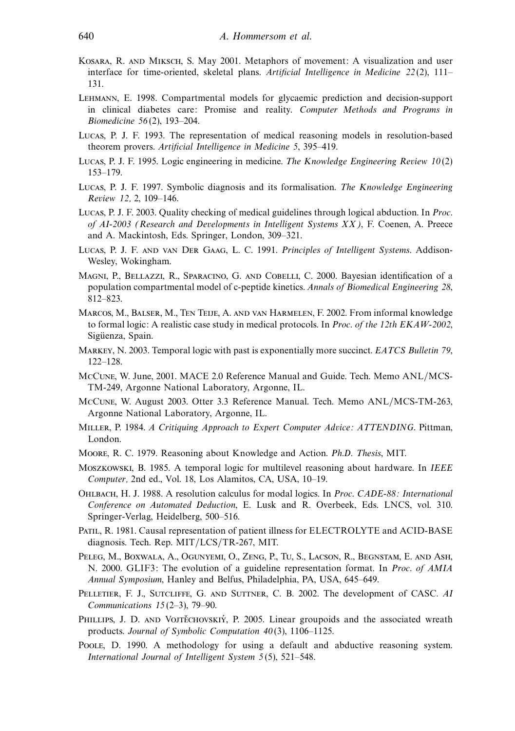Kosara, R. and Miksch, S. May 2001. Metaphors of movement: A visualization and user interface for time-oriented, skeletal plans. *Artificial Intelligence in Medicine 22*(2), 111–131.

Lehmann, E. 1998. Compartmental models for glycaemic prediction and decision-support in clinical diabetes care: Promise and reality. *Computer Methods and Programs in Biomedicine 56*(2), 193–204.

Lucas, P. J. F. 1993. The representation of medical reasoning models in resolution-based theorem provers. *Artificial Intelligence in Medicine 5*, 395–419.

Lucas, P. J. F. 1995. Logic engineering in medicine. *The Knowledge Engineering Review 10*(2) 153–179.

Lucas, P. J. F. 1997. Symbolic diagnosis and its formalisation. *The Knowledge Engineering Review 12,* 2, 109–146.

Lucas, P. J. F. 2003. Quality checking of medical guidelines through logical abduction. In *Proc. of AI-2003 (Research and Developments in Intelligent Systems XX)*, F. Coenen, A. Preece and A. Mackintosh, Eds. Springer, London, 309–321.

Lucas, P. J. F. and van Der Gaag, L. C. 1991. *Principles of Intelligent Systems*. Addison-Wesley, Wokingham.

Magni, P., Bellazzi, R., Sparacino, G. and Cobelli, C. 2000. Bayesian identification of a population compartmental model of c-peptide kinetics. *Annals of Biomedical Engineering 28*, 812–823.

Marcos, M., Balser, M., Ten Teije, A. and van Harmelen, F. 2002. From informal knowledge to formal logic: A realistic case study in medical protocols. In *Proc. of the 12th EKAW-2002*, Sigüenza, Spain.

Markey, N. 2003. Temporal logic with past is exponentially more succinct. *EATCS Bulletin 79*, 122–128.

McCune, W. June, 2001. MACE 2.0 Reference Manual and Guide. Tech. Memo ANL/MCS-TM-249, Argonne National Laboratory, Argonne, IL.

McCune, W. August 2003. Otter 3.3 Reference Manual. Tech. Memo ANL/MCS-TM-263, Argonne National Laboratory, Argonne, IL.

Miller, P. 1984. *A Critiquing Approach to Expert Computer Advice: ATTENDING*. Pittman, London.

Moore, R. C. 1979. Reasoning about Knowledge and Action. *Ph.D. Thesis*, MIT.

Moszkowski, B. 1985. A temporal logic for multilevel reasoning about hardware. In *IEEE Computer,* 2nd ed., Vol. 18, Los Alamitos, CA, USA, 10–19.

Ohlbach, H. J. 1988. A resolution calculus for modal logics. In *Proc. CADE-88: International Conference on Automated Deduction*, E. Lusk and R. Overbeek, Eds. LNCS, vol. 310. Springer-Verlag, Heidelberg, 500–516.

Patil, R. 1981. Causal representation of patient illness for ELECTROLYTE and ACID-BASE diagnosis. Tech. Rep. MIT/LCS/TR-267, MIT.

Peleg, M., Boxwala, A., Ogunyemi, O., Zeng, P., Tu, S., Lacson, R., Begnstam, E. and Ash, N. 2000. GLIF3: The evolution of a guideline representation format. In *Proc. of AMIA Annual Symposium*, Hanley and Belfus, Philadelphia, PA, USA, 645–649.

Pelletier, F. J., Sutcliffe, G. and Suttner, C. B. 2002. The development of CASC. *AI Communications 15*(2–3), 79–90.

Phillips, J. D. and Vojtěchovskiý, P. 2005. Linear groupoids and the associated wreath products. *Journal of Symbolic Computation 40*(3), 1106–1125.

Poole, D. 1990. A methodology for using a default and abductive reasoning system. *International Journal of Intelligent System 5*(5), 521–548.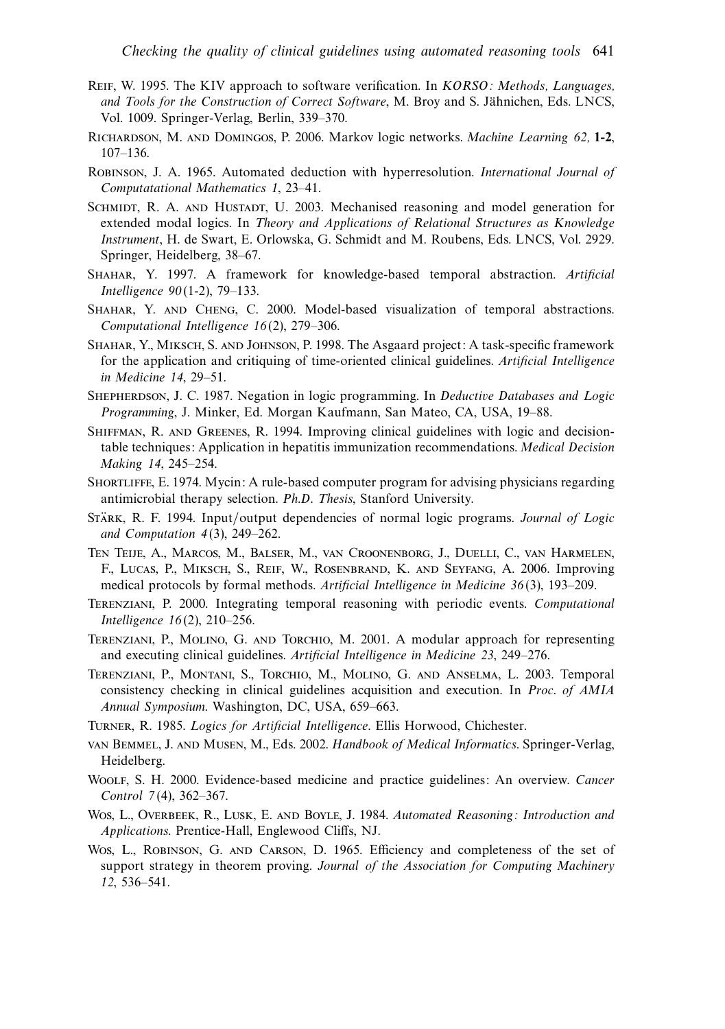Reif, W. 1995. The KIV approach to software verification. In *KORSO: Methods, Languages, and Tools for the Construction of Correct Software*, M. Broy and S. Jähnichen, Eds. LNCS, Vol. 1009. Springer-Verlag, Berlin, 339–370.

Richardson, M. and Domingos, P. 2006. Markov logic networks. *Machine Learning 62,* **1-2**, 107–136.

Robinson, J. A. 1965. Automated deduction with hyperresolution. *International Journal of Computatational Mathematics 1*, 23–41.

Schmidt, R. A. and Hustadt, U. 2003. Mechanised reasoning and model generation for extended modal logics. In *Theory and Applications of Relational Structures as Knowledge Instrument*, H. de Swart, E. Orlowska, G. Schmidt and M. Roubens, Eds. LNCS, Vol. 2929. Springer, Heidelberg, 38–67.

Shahar, Y. 1997. A framework for knowledge-based temporal abstraction. *Artificial Intelligence 90* (1-2), 79–133.

Shahar, Y. and Cheng, C. 2000. Model-based visualization of temporal abstractions. *Computational Intelligence 16* (2), 279–306.

Shahar, Y., Miksch, S. and Johnson, P. 1998. The Asgaard project: A task-specific framework for the application and critiquing of time-oriented clinical guidelines. *Artificial Intelligence in Medicine 14*, 29–51.

Shepherdson, J. C. 1987. Negation in logic programming. In *Deductive Databases and Logic Programming*, J. Minker, Ed. Morgan Kaufmann, San Mateo, CA, USA, 19–88.

Shiffman, R. and Greenes, R. 1994. Improving clinical guidelines with logic and decision-table techniques: Application in hepatitis immunization recommendations. *Medical Decision Making 14*, 245–254.

Shortliffe, E. 1974. Mycin: A rule-based computer program for advising physicians regarding antimicrobial therapy selection. *Ph.D. Thesis*, Stanford University.

Stärk, R. F. 1994. Input/output dependencies of normal logic programs. *Journal of Logic and Computation 4* (3), 249–262.

Ten Teije, A., Marcos, M., Balser, M., van Croonenborg, J., Duelli, C., van Harmelen, F., Lucas, P., Miksch, S., Reif, W., Rosenbrand, K. and Seyfang, A. 2006. Improving medical protocols by formal methods. *Artificial Intelligence in Medicine 36* (3), 193–209.

Terenziani, P. 2000. Integrating temporal reasoning with periodic events. *Computational Intelligence 16* (2), 210–256.

Terenziani, P., Molino, G. and Torchio, M. 2001. A modular approach for representing and executing clinical guidelines. *Artificial Intelligence in Medicine 23*, 249–276.

Terenziani, P., Montani, S., Torchio, M., Molino, G. and Anselma, L. 2003. Temporal consistency checking in clinical guidelines acquisition and execution. In *Proc. of AMIA Annual Symposium.* Washington, DC, USA, 659–663.

Turner, R. 1985. *Logics for Artificial Intelligence.* Ellis Horwood, Chichester.

van Bemmel, J. and Musen, M., Eds. 2002. *Handbook of Medical Informatics*. Springer-Verlag, Heidelberg.

Woolf, S. H. 2000. Evidence-based medicine and practice guidelines: An overview. *Cancer Control 7* (4), 362–367.

Wos, L., Overbeek, R., Lusk, E. and Boyle, J. 1984. *Automated Reasoning: Introduction and Applications.* Prentice-Hall, Englewood Cliffs, NJ.

Wos, L., Robinson, G. and Carson, D. 1965. Efficiency and completeness of the set of support strategy in theorem proving. *Journal of the Association for Computing Machinery 12*, 536–541.